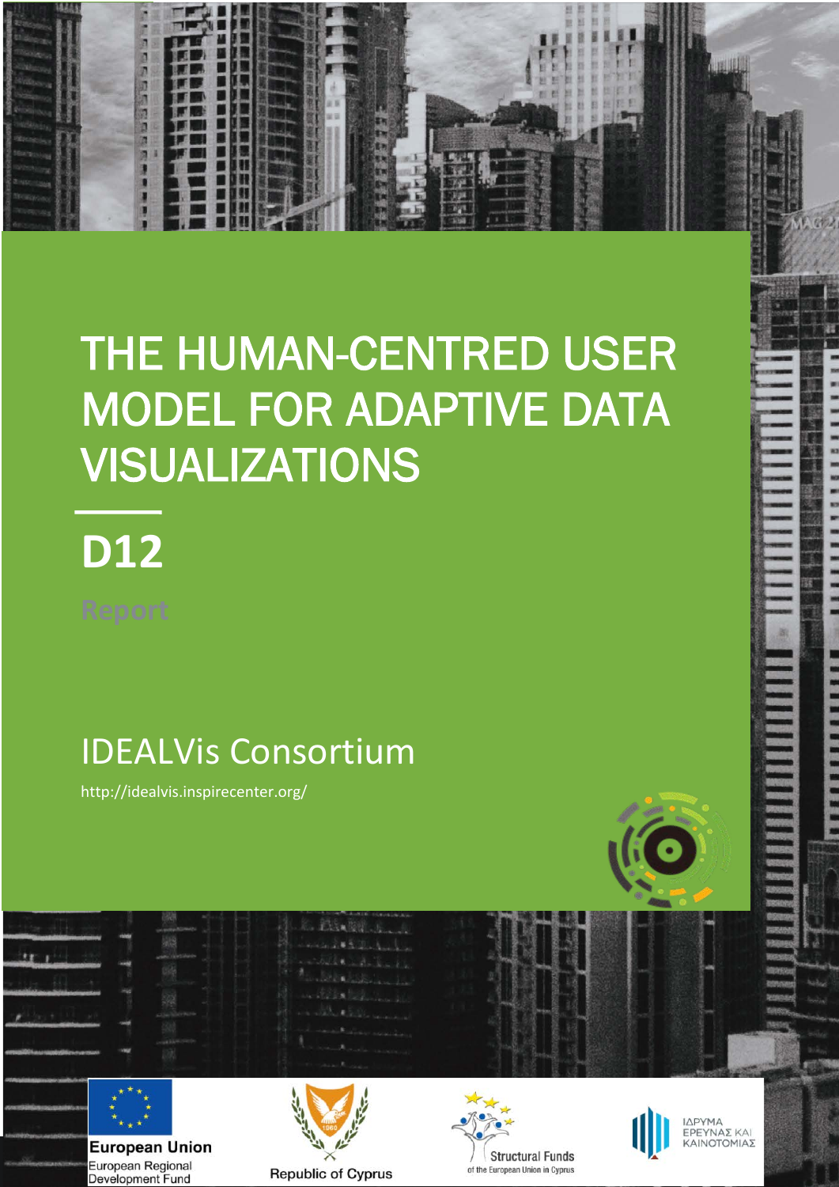# THE HUMAN-CENTRED USER MODEL FOR ADAPTIVE DATA VISUALIZATIONS

## D12

Report

IDEALVis Consortium

http://idealvis.inspirecenter.org/

European Union
European Regional Development Fund

Republic of Cyprus

Structural Funds
of the European Union in Cyprus

ΙΔΡΥΜΑ ΕΡΕΥΝΑΣ ΚΑΙ ΚΑΙΝΟΤΟΜΙΑΣ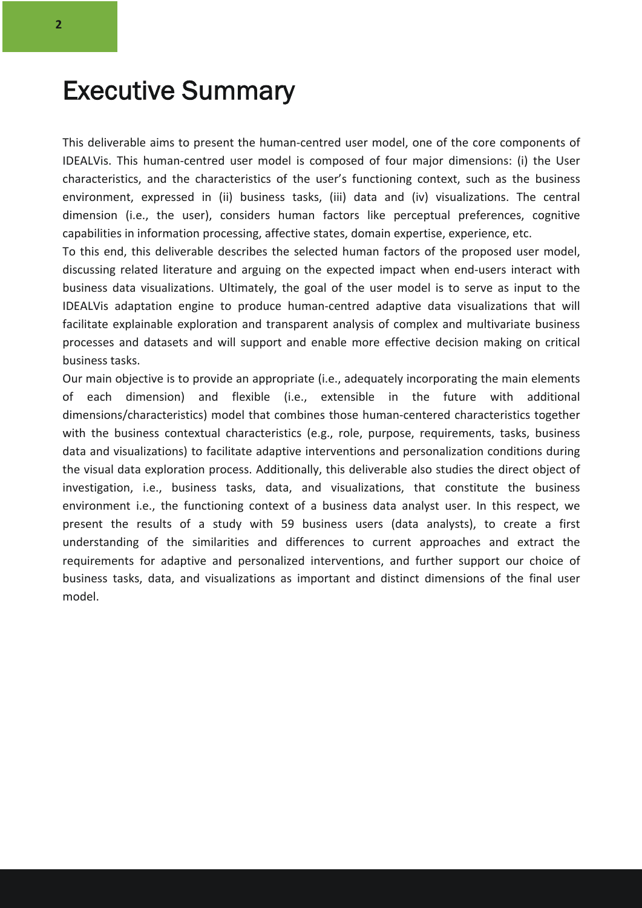# Executive Summary

This deliverable aims to present the human-centred user model, one of the core components of IDEALVis. This human-centred user model is composed of four major dimensions: (i) the User characteristics, and the characteristics of the user's functioning context, such as the business environment, expressed in (ii) business tasks, (iii) data and (iv) visualizations. The central dimension (i.e., the user), considers human factors like perceptual preferences, cognitive capabilities in information processing, affective states, domain expertise, experience, etc.

To this end, this deliverable describes the selected human factors of the proposed user model, discussing related literature and arguing on the expected impact when end-users interact with business data visualizations. Ultimately, the goal of the user model is to serve as input to the IDEALVis adaptation engine to produce human-centred adaptive data visualizations that will facilitate explainable exploration and transparent analysis of complex and multivariate business processes and datasets and will support and enable more effective decision making on critical business tasks.

Our main objective is to provide an appropriate (i.e., adequately incorporating the main elements of each dimension) and flexible (i.e., extensible in the future with additional dimensions/characteristics) model that combines those human-centered characteristics together with the business contextual characteristics (e.g., role, purpose, requirements, tasks, business data and visualizations) to facilitate adaptive interventions and personalization conditions during the visual data exploration process. Additionally, this deliverable also studies the direct object of investigation, i.e., business tasks, data, and visualizations, that constitute the business environment i.e., the functioning context of a business data analyst user. In this respect, we present the results of a study with 59 business users (data analysts), to create a first understanding of the similarities and differences to current approaches and extract the requirements for adaptive and personalized interventions, and further support our choice of business tasks, data, and visualizations as important and distinct dimensions of the final user model.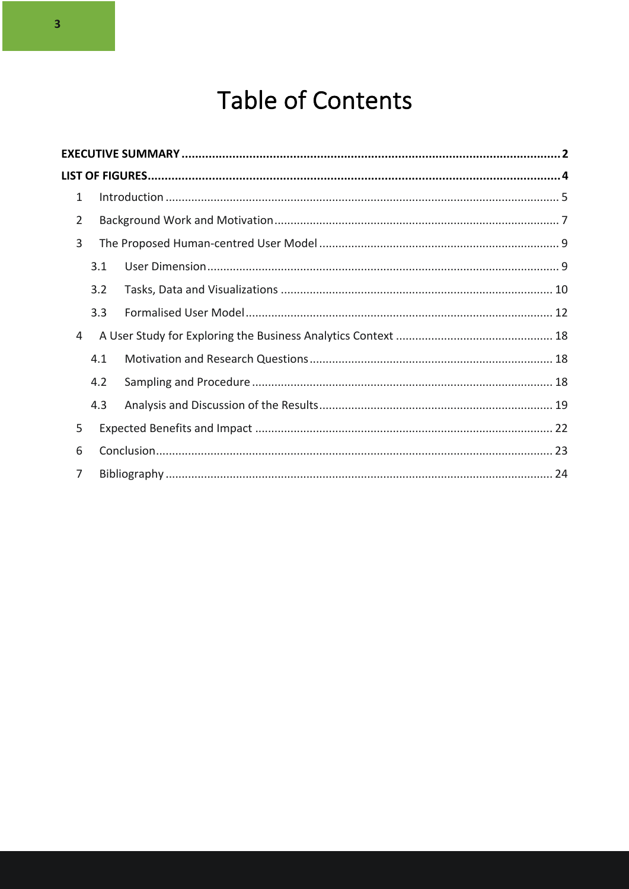# Table of Contents

**EXECUTIVE SUMMARY** .......... **2**

**LIST OF FIGURES** .......... **4**

1 Introduction .......... 5

2 Background Work and Motivation .......... 7

3 The Proposed Human-centred User Model .......... 9

3.1 User Dimension .......... 9

3.2 Tasks, Data and Visualizations .......... 10

3.3 Formalised User Model .......... 12

4 A User Study for Exploring the Business Analytics Context .......... 18

4.1 Motivation and Research Questions .......... 18

4.2 Sampling and Procedure .......... 18

4.3 Analysis and Discussion of the Results .......... 19

5 Expected Benefits and Impact .......... 22

6 Conclusion .......... 23

7 Bibliography .......... 24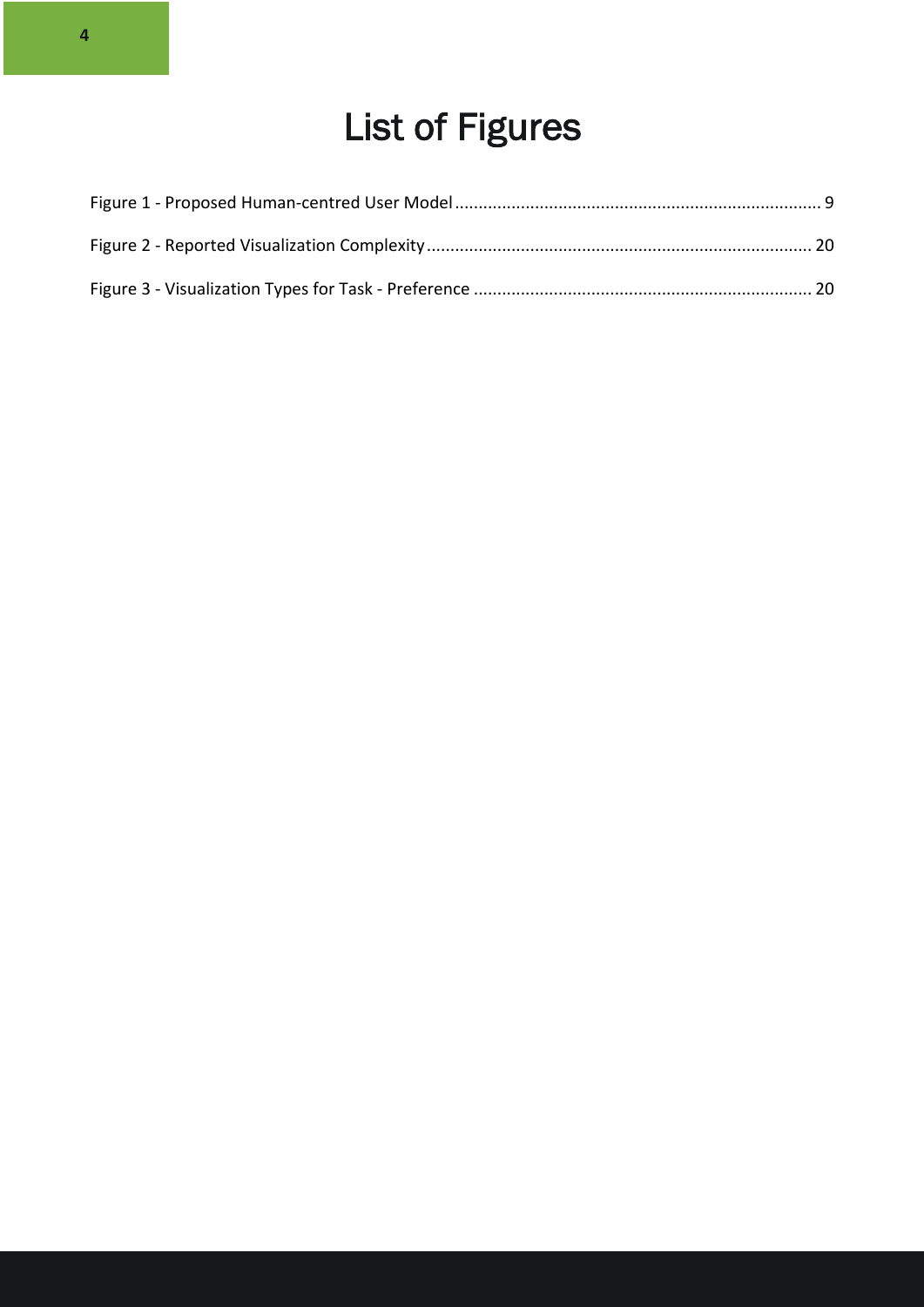# List of Figures

Figure 1 - Proposed Human-centred User Model ............................................................................. 9

Figure 2 - Reported Visualization Complexity ................................................................................. 20

Figure 3 - Visualization Types for Task - Preference ....................................................................... 20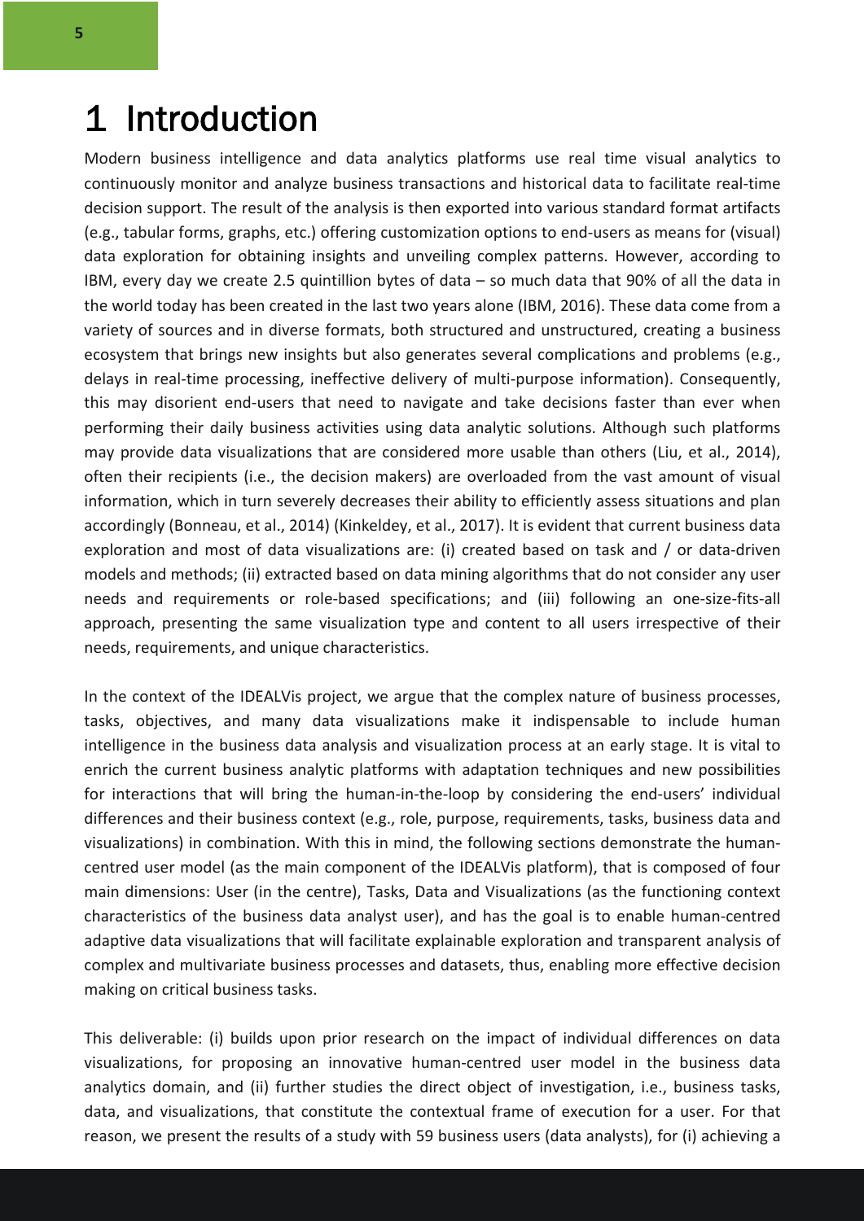# 1 Introduction

Modern business intelligence and data analytics platforms use real time visual analytics to continuously monitor and analyze business transactions and historical data to facilitate real-time decision support. The result of the analysis is then exported into various standard format artifacts (e.g., tabular forms, graphs, etc.) offering customization options to end-users as means for (visual) data exploration for obtaining insights and unveiling complex patterns. However, according to IBM, every day we create 2.5 quintillion bytes of data – so much data that 90% of all the data in the world today has been created in the last two years alone (IBM, 2016). These data come from a variety of sources and in diverse formats, both structured and unstructured, creating a business ecosystem that brings new insights but also generates several complications and problems (e.g., delays in real-time processing, ineffective delivery of multi-purpose information). Consequently, this may disorient end-users that need to navigate and take decisions faster than ever when performing their daily business activities using data analytic solutions. Although such platforms may provide data visualizations that are considered more usable than others (Liu, et al., 2014), often their recipients (i.e., the decision makers) are overloaded from the vast amount of visual information, which in turn severely decreases their ability to efficiently assess situations and plan accordingly (Bonneau, et al., 2014) (Kinkeldey, et al., 2017). It is evident that current business data exploration and most of data visualizations are: (i) created based on task and / or data-driven models and methods; (ii) extracted based on data mining algorithms that do not consider any user needs and requirements or role-based specifications; and (iii) following an one-size-fits-all approach, presenting the same visualization type and content to all users irrespective of their needs, requirements, and unique characteristics.

In the context of the IDEALVis project, we argue that the complex nature of business processes, tasks, objectives, and many data visualizations make it indispensable to include human intelligence in the business data analysis and visualization process at an early stage. It is vital to enrich the current business analytic platforms with adaptation techniques and new possibilities for interactions that will bring the human-in-the-loop by considering the end-users' individual differences and their business context (e.g., role, purpose, requirements, tasks, business data and visualizations) in combination. With this in mind, the following sections demonstrate the human-centred user model (as the main component of the IDEALVis platform), that is composed of four main dimensions: User (in the centre), Tasks, Data and Visualizations (as the functioning context characteristics of the business data analyst user), and has the goal is to enable human-centred adaptive data visualizations that will facilitate explainable exploration and transparent analysis of complex and multivariate business processes and datasets, thus, enabling more effective decision making on critical business tasks.

This deliverable: (i) builds upon prior research on the impact of individual differences on data visualizations, for proposing an innovative human-centred user model in the business data analytics domain, and (ii) further studies the direct object of investigation, i.e., business tasks, data, and visualizations, that constitute the contextual frame of execution for a user. For that reason, we present the results of a study with 59 business users (data analysts), for (i) achieving a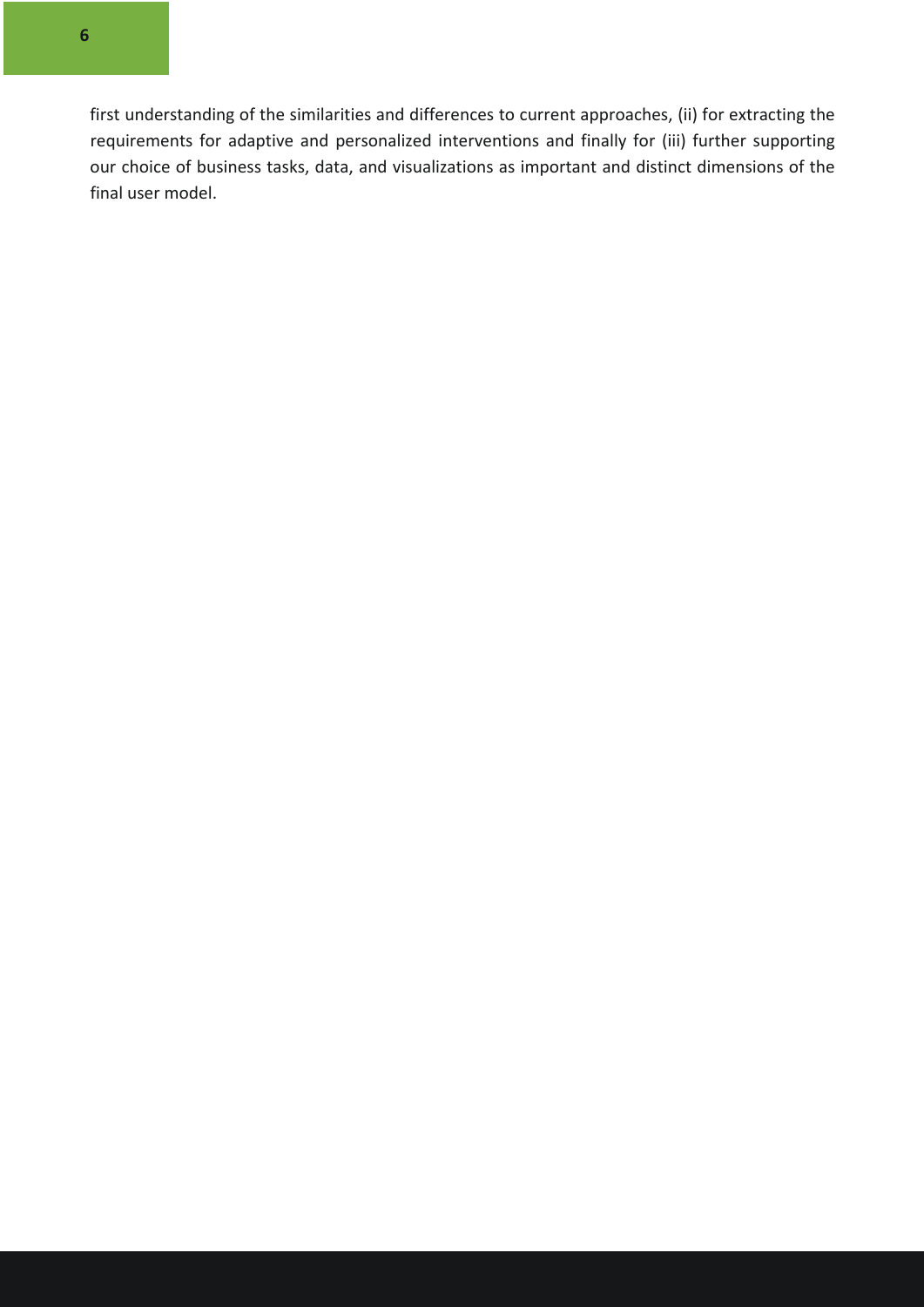first understanding of the similarities and differences to current approaches, (ii) for extracting the requirements for adaptive and personalized interventions and finally for (iii) further supporting our choice of business tasks, data, and visualizations as important and distinct dimensions of the final user model.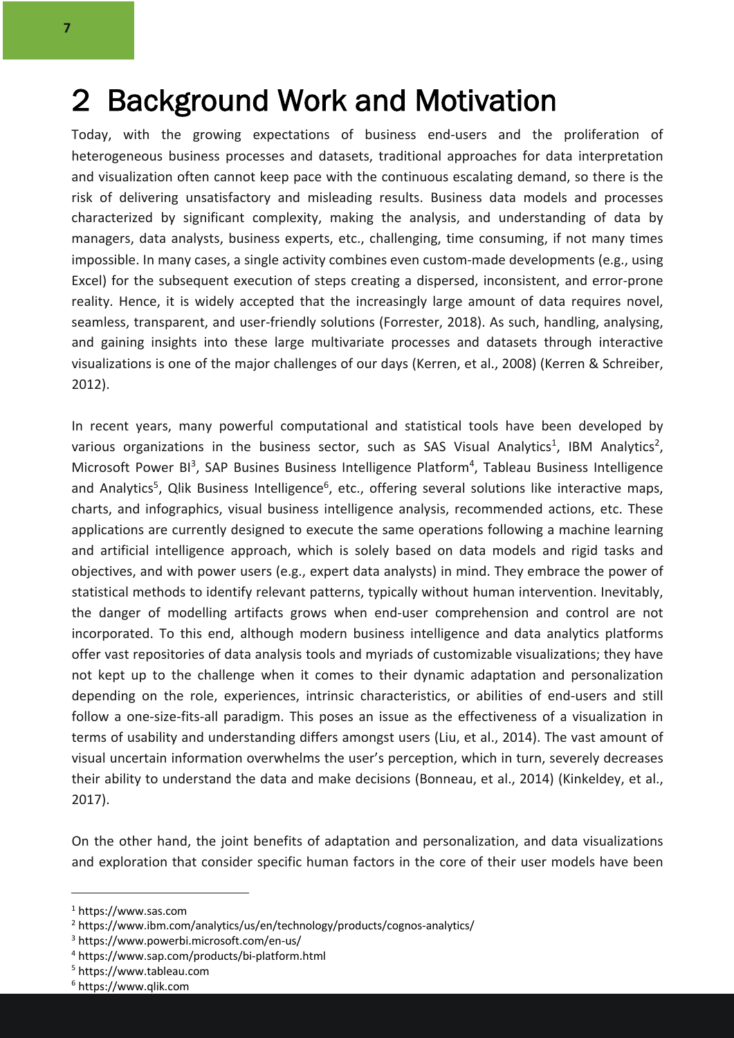# 2 Background Work and Motivation

Today, with the growing expectations of business end-users and the proliferation of heterogeneous business processes and datasets, traditional approaches for data interpretation and visualization often cannot keep pace with the continuous escalating demand, so there is the risk of delivering unsatisfactory and misleading results. Business data models and processes characterized by significant complexity, making the analysis, and understanding of data by managers, data analysts, business experts, etc., challenging, time consuming, if not many times impossible. In many cases, a single activity combines even custom-made developments (e.g., using Excel) for the subsequent execution of steps creating a dispersed, inconsistent, and error-prone reality. Hence, it is widely accepted that the increasingly large amount of data requires novel, seamless, transparent, and user-friendly solutions (Forrester, 2018). As such, handling, analysing, and gaining insights into these large multivariate processes and datasets through interactive visualizations is one of the major challenges of our days (Kerren, et al., 2008) (Kerren & Schreiber, 2012).

In recent years, many powerful computational and statistical tools have been developed by various organizations in the business sector, such as SAS Visual Analytics[1], IBM Analytics[2], Microsoft Power BI[3], SAP Busines Business Intelligence Platform[4], Tableau Business Intelligence and Analytics[5], Qlik Business Intelligence[6], etc., offering several solutions like interactive maps, charts, and infographics, visual business intelligence analysis, recommended actions, etc. These applications are currently designed to execute the same operations following a machine learning and artificial intelligence approach, which is solely based on data models and rigid tasks and objectives, and with power users (e.g., expert data analysts) in mind. They embrace the power of statistical methods to identify relevant patterns, typically without human intervention. Inevitably, the danger of modelling artifacts grows when end-user comprehension and control are not incorporated. To this end, although modern business intelligence and data analytics platforms offer vast repositories of data analysis tools and myriads of customizable visualizations; they have not kept up to the challenge when it comes to their dynamic adaptation and personalization depending on the role, experiences, intrinsic characteristics, or abilities of end-users and still follow a one-size-fits-all paradigm. This poses an issue as the effectiveness of a visualization in terms of usability and understanding differs amongst users (Liu, et al., 2014). The vast amount of visual uncertain information overwhelms the user's perception, which in turn, severely decreases their ability to understand the data and make decisions (Bonneau, et al., 2014) (Kinkeldey, et al., 2017).

On the other hand, the joint benefits of adaptation and personalization, and data visualizations and exploration that consider specific human factors in the core of their user models have been

---

[1] https://www.sas.com
[2] https://www.ibm.com/analytics/us/en/technology/products/cognos-analytics/
[3] https://www.powerbi.microsoft.com/en-us/
[4] https://www.sap.com/products/bi-platform.html
[5] https://www.tableau.com
[6] https://www.qlik.com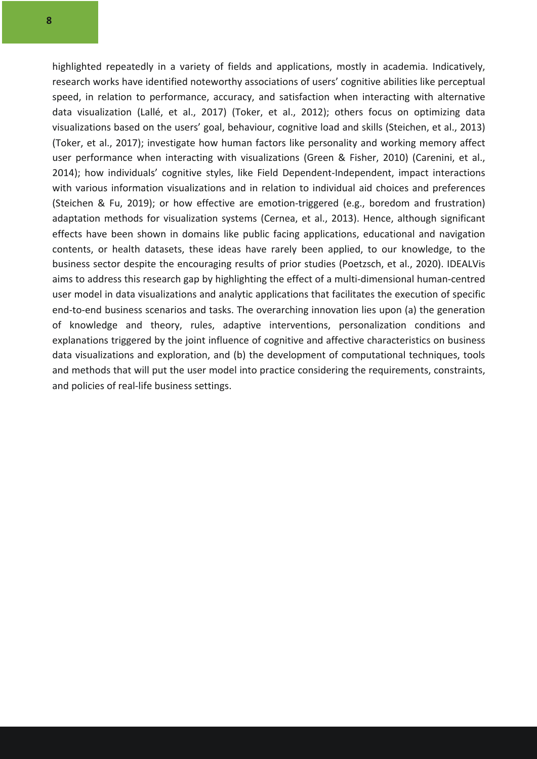highlighted repeatedly in a variety of fields and applications, mostly in academia. Indicatively, research works have identified noteworthy associations of users' cognitive abilities like perceptual speed, in relation to performance, accuracy, and satisfaction when interacting with alternative data visualization (Lallé, et al., 2017) (Toker, et al., 2012); others focus on optimizing data visualizations based on the users' goal, behaviour, cognitive load and skills (Steichen, et al., 2013) (Toker, et al., 2017); investigate how human factors like personality and working memory affect user performance when interacting with visualizations (Green & Fisher, 2010) (Carenini, et al., 2014); how individuals' cognitive styles, like Field Dependent-Independent, impact interactions with various information visualizations and in relation to individual aid choices and preferences (Steichen & Fu, 2019); or how effective are emotion-triggered (e.g., boredom and frustration) adaptation methods for visualization systems (Cernea, et al., 2013). Hence, although significant effects have been shown in domains like public facing applications, educational and navigation contents, or health datasets, these ideas have rarely been applied, to our knowledge, to the business sector despite the encouraging results of prior studies (Poetzsch, et al., 2020). IDEALVis aims to address this research gap by highlighting the effect of a multi-dimensional human-centred user model in data visualizations and analytic applications that facilitates the execution of specific end-to-end business scenarios and tasks. The overarching innovation lies upon (a) the generation of knowledge and theory, rules, adaptive interventions, personalization conditions and explanations triggered by the joint influence of cognitive and affective characteristics on business data visualizations and exploration, and (b) the development of computational techniques, tools and methods that will put the user model into practice considering the requirements, constraints, and policies of real-life business settings.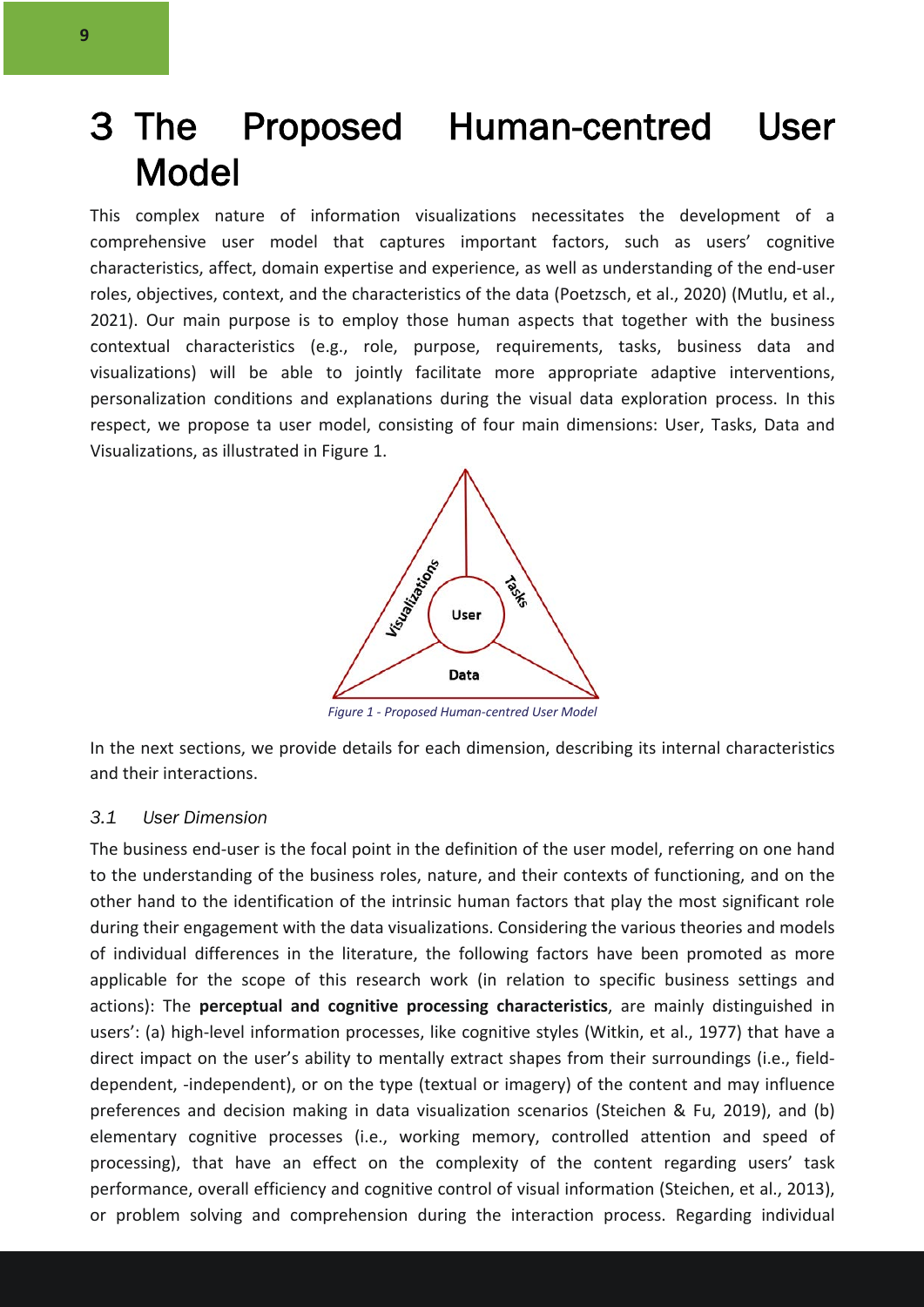# 3 The Proposed Human-centred User Model

This complex nature of information visualizations necessitates the development of a comprehensive user model that captures important factors, such as users' cognitive characteristics, affect, domain expertise and experience, as well as understanding of the end-user roles, objectives, context, and the characteristics of the data (Poetzsch, et al., 2020) (Mutlu, et al., 2021). Our main purpose is to employ those human aspects that together with the business contextual characteristics (e.g., role, purpose, requirements, tasks, business data and visualizations) will be able to jointly facilitate more appropriate adaptive interventions, personalization conditions and explanations during the visual data exploration process. In this respect, we propose ta user model, consisting of four main dimensions: User, Tasks, Data and Visualizations, as illustrated in Figure 1.

*Figure 1 - Proposed Human-centred User Model*

In the next sections, we provide details for each dimension, describing its internal characteristics and their interactions.

## 3.1 User Dimension

The business end-user is the focal point in the definition of the user model, referring on one hand to the understanding of the business roles, nature, and their contexts of functioning, and on the other hand to the identification of the intrinsic human factors that play the most significant role during their engagement with the data visualizations. Considering the various theories and models of individual differences in the literature, the following factors have been promoted as more applicable for the scope of this research work (in relation to specific business settings and actions): The **perceptual and cognitive processing characteristics**, are mainly distinguished in users': (a) high-level information processes, like cognitive styles (Witkin, et al., 1977) that have a direct impact on the user's ability to mentally extract shapes from their surroundings (i.e., field-dependent, -independent), or on the type (textual or imagery) of the content and may influence preferences and decision making in data visualization scenarios (Steichen & Fu, 2019), and (b) elementary cognitive processes (i.e., working memory, controlled attention and speed of processing), that have an effect on the complexity of the content regarding users' task performance, overall efficiency and cognitive control of visual information (Steichen, et al., 2013), or problem solving and comprehension during the interaction process. Regarding individual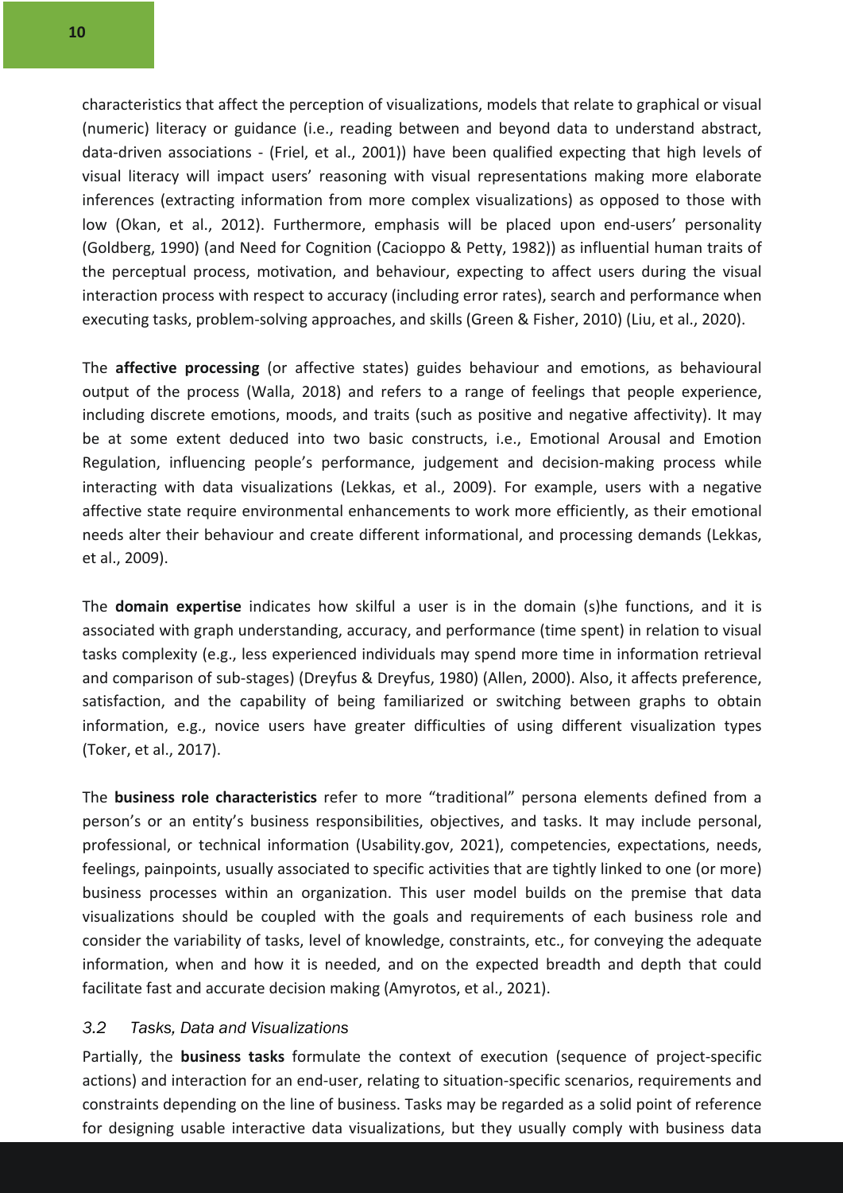characteristics that affect the perception of visualizations, models that relate to graphical or visual (numeric) literacy or guidance (i.e., reading between and beyond data to understand abstract, data-driven associations - (Friel, et al., 2001)) have been qualified expecting that high levels of visual literacy will impact users' reasoning with visual representations making more elaborate inferences (extracting information from more complex visualizations) as opposed to those with low (Okan, et al., 2012). Furthermore, emphasis will be placed upon end-users' personality (Goldberg, 1990) (and Need for Cognition (Cacioppo & Petty, 1982)) as influential human traits of the perceptual process, motivation, and behaviour, expecting to affect users during the visual interaction process with respect to accuracy (including error rates), search and performance when executing tasks, problem-solving approaches, and skills (Green & Fisher, 2010) (Liu, et al., 2020).

The **affective processing** (or affective states) guides behaviour and emotions, as behavioural output of the process (Walla, 2018) and refers to a range of feelings that people experience, including discrete emotions, moods, and traits (such as positive and negative affectivity). It may be at some extent deduced into two basic constructs, i.e., Emotional Arousal and Emotion Regulation, influencing people's performance, judgement and decision-making process while interacting with data visualizations (Lekkas, et al., 2009). For example, users with a negative affective state require environmental enhancements to work more efficiently, as their emotional needs alter their behaviour and create different informational, and processing demands (Lekkas, et al., 2009).

The **domain expertise** indicates how skilful a user is in the domain (s)he functions, and it is associated with graph understanding, accuracy, and performance (time spent) in relation to visual tasks complexity (e.g., less experienced individuals may spend more time in information retrieval and comparison of sub-stages) (Dreyfus & Dreyfus, 1980) (Allen, 2000). Also, it affects preference, satisfaction, and the capability of being familiarized or switching between graphs to obtain information, e.g., novice users have greater difficulties of using different visualization types (Toker, et al., 2017).

The **business role characteristics** refer to more "traditional" persona elements defined from a person's or an entity's business responsibilities, objectives, and tasks. It may include personal, professional, or technical information (Usability.gov, 2021), competencies, expectations, needs, feelings, painpoints, usually associated to specific activities that are tightly linked to one (or more) business processes within an organization. This user model builds on the premise that data visualizations should be coupled with the goals and requirements of each business role and consider the variability of tasks, level of knowledge, constraints, etc., for conveying the adequate information, when and how it is needed, and on the expected breadth and depth that could facilitate fast and accurate decision making (Amyrotos, et al., 2021).

### *3.2 Tasks, Data and Visualizations*

Partially, the **business tasks** formulate the context of execution (sequence of project-specific actions) and interaction for an end-user, relating to situation-specific scenarios, requirements and constraints depending on the line of business. Tasks may be regarded as a solid point of reference for designing usable interactive data visualizations, but they usually comply with business data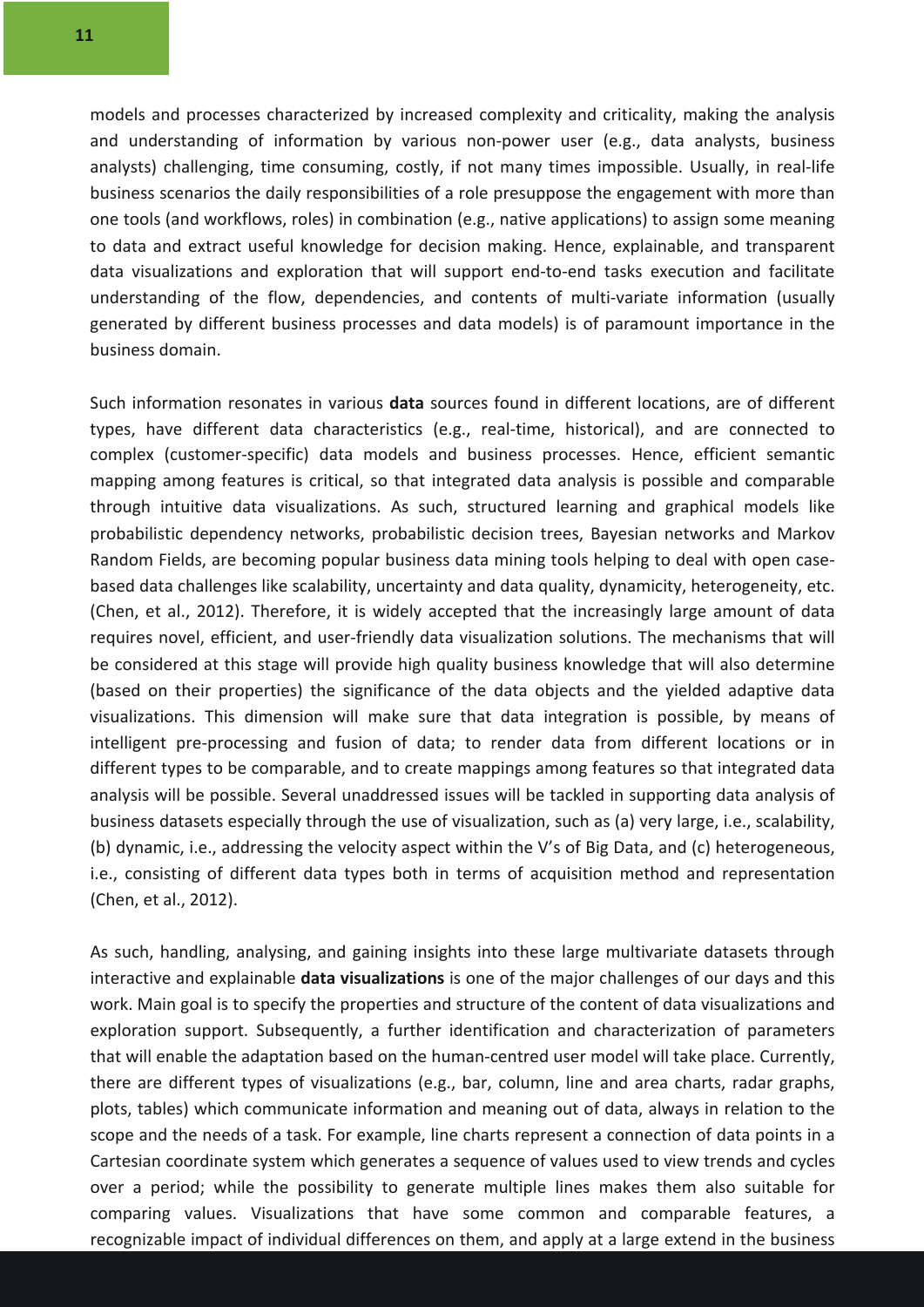models and processes characterized by increased complexity and criticality, making the analysis and understanding of information by various non-power user (e.g., data analysts, business analysts) challenging, time consuming, costly, if not many times impossible. Usually, in real-life business scenarios the daily responsibilities of a role presuppose the engagement with more than one tools (and workflows, roles) in combination (e.g., native applications) to assign some meaning to data and extract useful knowledge for decision making. Hence, explainable, and transparent data visualizations and exploration that will support end-to-end tasks execution and facilitate understanding of the flow, dependencies, and contents of multi-variate information (usually generated by different business processes and data models) is of paramount importance in the business domain.

Such information resonates in various **data** sources found in different locations, are of different types, have different data characteristics (e.g., real-time, historical), and are connected to complex (customer-specific) data models and business processes. Hence, efficient semantic mapping among features is critical, so that integrated data analysis is possible and comparable through intuitive data visualizations. As such, structured learning and graphical models like probabilistic dependency networks, probabilistic decision trees, Bayesian networks and Markov Random Fields, are becoming popular business data mining tools helping to deal with open case-based data challenges like scalability, uncertainty and data quality, dynamicity, heterogeneity, etc. (Chen, et al., 2012). Therefore, it is widely accepted that the increasingly large amount of data requires novel, efficient, and user-friendly data visualization solutions. The mechanisms that will be considered at this stage will provide high quality business knowledge that will also determine (based on their properties) the significance of the data objects and the yielded adaptive data visualizations. This dimension will make sure that data integration is possible, by means of intelligent pre-processing and fusion of data; to render data from different locations or in different types to be comparable, and to create mappings among features so that integrated data analysis will be possible. Several unaddressed issues will be tackled in supporting data analysis of business datasets especially through the use of visualization, such as (a) very large, i.e., scalability, (b) dynamic, i.e., addressing the velocity aspect within the V's of Big Data, and (c) heterogeneous, i.e., consisting of different data types both in terms of acquisition method and representation (Chen, et al., 2012).

As such, handling, analysing, and gaining insights into these large multivariate datasets through interactive and explainable **data visualizations** is one of the major challenges of our days and this work. Main goal is to specify the properties and structure of the content of data visualizations and exploration support. Subsequently, a further identification and characterization of parameters that will enable the adaptation based on the human-centred user model will take place. Currently, there are different types of visualizations (e.g., bar, column, line and area charts, radar graphs, plots, tables) which communicate information and meaning out of data, always in relation to the scope and the needs of a task. For example, line charts represent a connection of data points in a Cartesian coordinate system which generates a sequence of values used to view trends and cycles over a period; while the possibility to generate multiple lines makes them also suitable for comparing values. Visualizations that have some common and comparable features, a recognizable impact of individual differences on them, and apply at a large extend in the business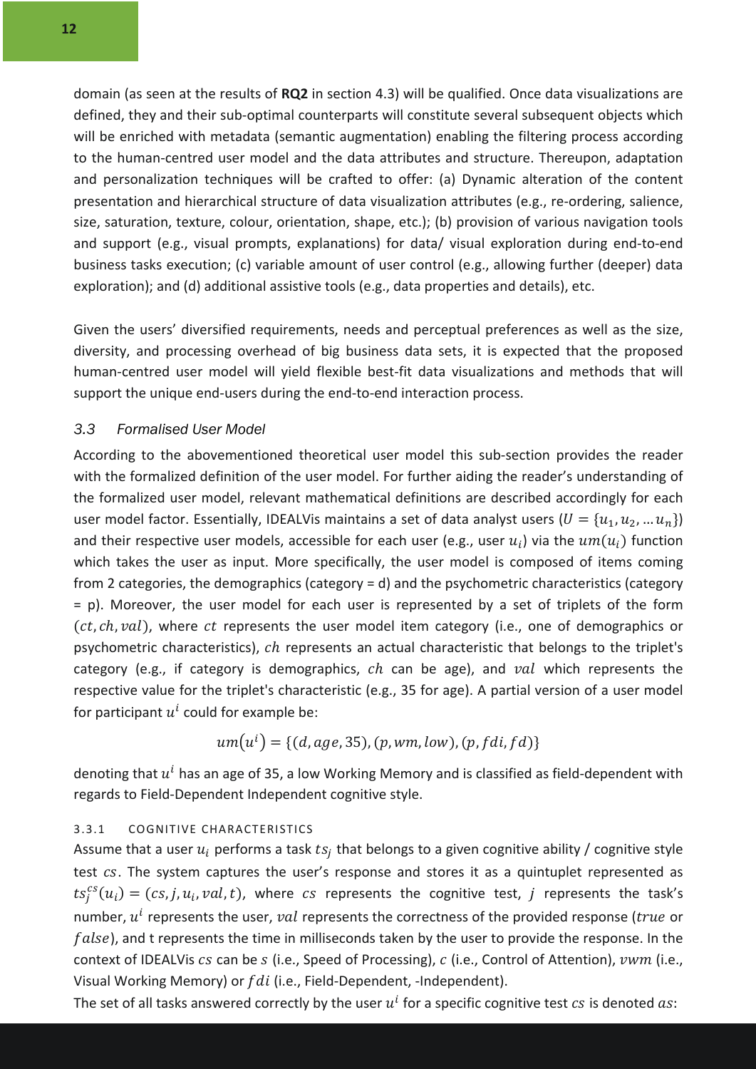domain (as seen at the results of **RQ2** in section 4.3) will be qualified. Once data visualizations are defined, they and their sub-optimal counterparts will constitute several subsequent objects which will be enriched with metadata (semantic augmentation) enabling the filtering process according to the human-centred user model and the data attributes and structure. Thereupon, adaptation and personalization techniques will be crafted to offer: (a) Dynamic alteration of the content presentation and hierarchical structure of data visualization attributes (e.g., re-ordering, salience, size, saturation, texture, colour, orientation, shape, etc.); (b) provision of various navigation tools and support (e.g., visual prompts, explanations) for data/ visual exploration during end-to-end business tasks execution; (c) variable amount of user control (e.g., allowing further (deeper) data exploration); and (d) additional assistive tools (e.g., data properties and details), etc.

Given the users' diversified requirements, needs and perceptual preferences as well as the size, diversity, and processing overhead of big business data sets, it is expected that the proposed human-centred user model will yield flexible best-fit data visualizations and methods that will support the unique end-users during the end-to-end interaction process.

## 3.3 *Formalised User Model*

According to the abovementioned theoretical user model this sub-section provides the reader with the formalized definition of the user model. For further aiding the reader's understanding of the formalized user model, relevant mathematical definitions are described accordingly for each user model factor. Essentially, IDEALVis maintains a set of data analyst users ($U = \{u_1, u_2, \ldots u_n\}$) and their respective user models, accessible for each user (e.g., user $u_i$) via the $um(u_i)$ function which takes the user as input. More specifically, the user model is composed of items coming from 2 categories, the demographics (category = d) and the psychometric characteristics (category = p). Moreover, the user model for each user is represented by a set of triplets of the form $(ct, ch, val)$, where $ct$ represents the user model item category (i.e., one of demographics or psychometric characteristics), $ch$ represents an actual characteristic that belongs to the triplet's category (e.g., if category is demographics, $ch$ can be age), and $val$ which represents the respective value for the triplet's characteristic (e.g., 35 for age). A partial version of a user model for participant $u^i$ could for example be:

$$um(u^i) = \{(d, age, 35), (p, wm, low), (p, fdi, fd)\}$$

denoting that $u^i$ has an age of 35, a low Working Memory and is classified as field-dependent with regards to Field-Dependent Independent cognitive style.

### 3.3.1 COGNITIVE CHARACTERISTICS

Assume that a user $u_i$ performs a task $ts_j$ that belongs to a given cognitive ability / cognitive style test $cs$. The system captures the user's response and stores it as a quintuplet represented as $ts_j^{cs}(u_i) = (cs, j, u_i, val, t)$, where $cs$ represents the cognitive test, $j$ represents the task's number, $u^i$ represents the user, $val$ represents the correctness of the provided response ($true$ or $false$), and t represents the time in milliseconds taken by the user to provide the response. In the context of IDEALVis $cs$ can be $s$ (i.e., Speed of Processing), $c$ (i.e., Control of Attention), $vwm$ (i.e., Visual Working Memory) or $fdi$ (i.e., Field-Dependent, -Independent).

The set of all tasks answered correctly by the user $u^i$ for a specific cognitive test $cs$ is denoted $as$: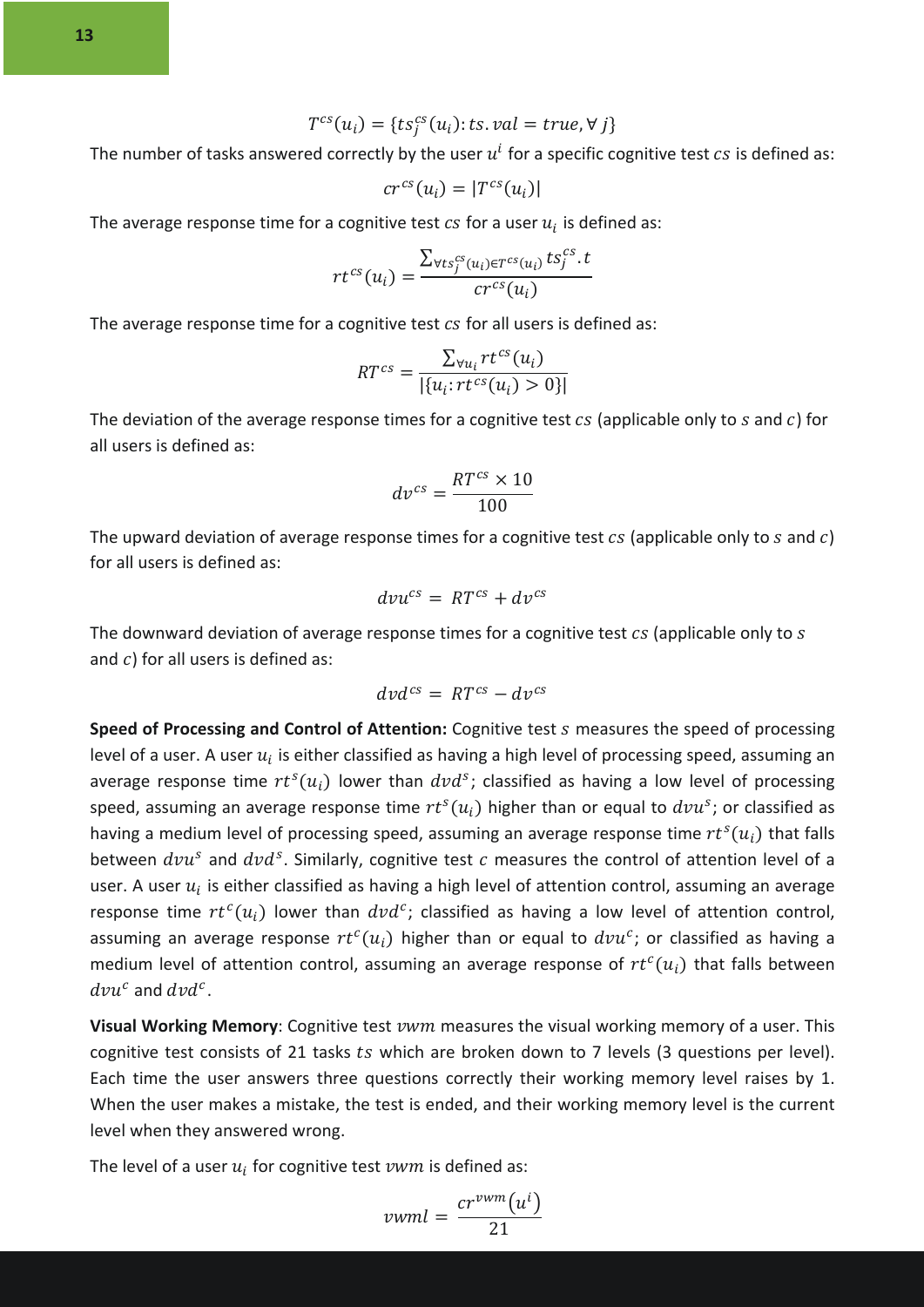$$T^{cs}(u_i) = \{ts_j^{cs}(u_i): ts.val = true, \forall j\}$$

The number of tasks answered correctly by the user $u^i$ for a specific cognitive test $cs$ is defined as:

$$cr^{cs}(u_i) = |T^{cs}(u_i)|$$

The average response time for a cognitive test $cs$ for a user $u_i$ is defined as:

$$rt^{cs}(u_i) = \frac{\sum_{\forall ts_j^{cs}(u_i) \in T^{cs}(u_i)} ts_j^{cs}.t}{cr^{cs}(u_i)}$$

The average response time for a cognitive test $cs$ for all users is defined as:

$$RT^{cs} = \frac{\sum_{\forall u_i} rt^{cs}(u_i)}{|\{u_i: rt^{cs}(u_i) > 0\}|}$$

The deviation of the average response times for a cognitive test $cs$ (applicable only to $s$ and $c$) for all users is defined as:

$$dv^{cs} = \frac{RT^{cs} \times 10}{100}$$

The upward deviation of average response times for a cognitive test $cs$ (applicable only to $s$ and $c$) for all users is defined as:

$$dvu^{cs} = RT^{cs} + dv^{cs}$$

The downward deviation of average response times for a cognitive test $cs$ (applicable only to $s$ and $c$) for all users is defined as:

$$dvd^{cs} = RT^{cs} - dv^{cs}$$

**Speed of Processing and Control of Attention:** Cognitive test $s$ measures the speed of processing level of a user. A user $u_i$ is either classified as having a high level of processing speed, assuming an average response time $rt^s(u_i)$ lower than $dvd^s$; classified as having a low level of processing speed, assuming an average response time $rt^s(u_i)$ higher than or equal to $dvu^s$; or classified as having a medium level of processing speed, assuming an average response time $rt^s(u_i)$ that falls between $dvu^s$ and $dvd^s$. Similarly, cognitive test $c$ measures the control of attention level of a user. A user $u_i$ is either classified as having a high level of attention control, assuming an average response time $rt^c(u_i)$ lower than $dvd^c$; classified as having a low level of attention control, assuming an average response $rt^c(u_i)$ higher than or equal to $dvu^c$; or classified as having a medium level of attention control, assuming an average response of $rt^c(u_i)$ that falls between $dvu^c$ and $dvd^c$.

**Visual Working Memory**: Cognitive test $vwm$ measures the visual working memory of a user. This cognitive test consists of 21 tasks $ts$ which are broken down to 7 levels (3 questions per level). Each time the user answers three questions correctly their working memory level raises by 1. When the user makes a mistake, the test is ended, and their working memory level is the current level when they answered wrong.

The level of a user $u_i$ for cognitive test $vwm$ is defined as:

$$vwml = \frac{cr^{vwm}(u^i)}{21}$$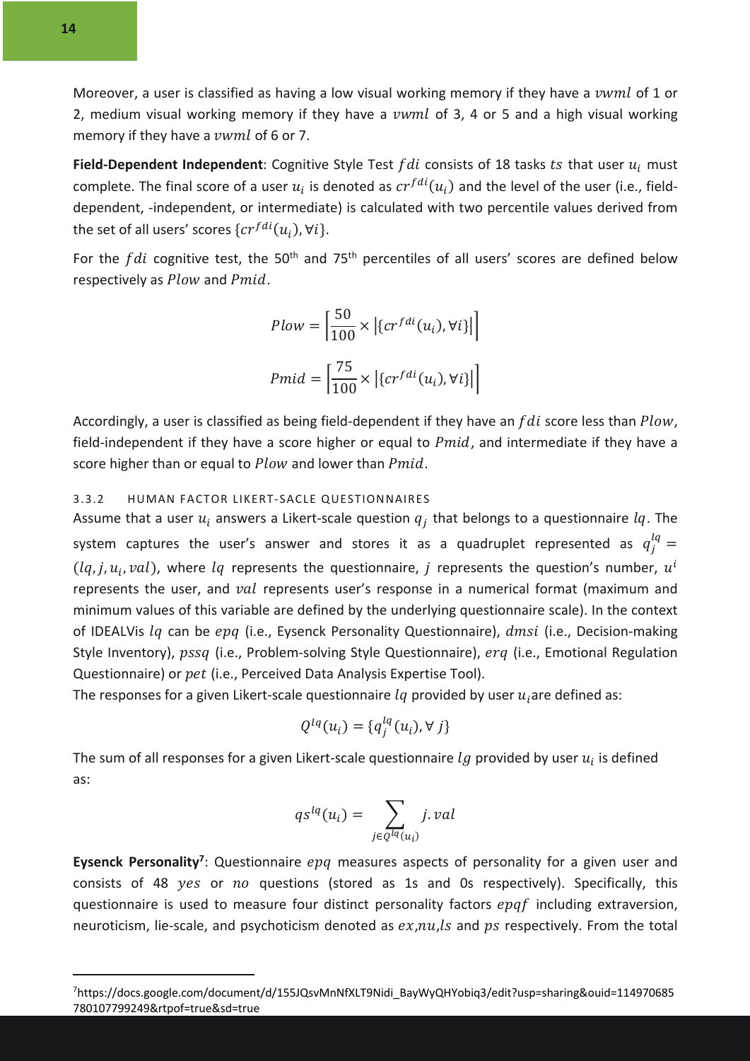Moreover, a user is classified as having a low visual working memory if they have a $vwml$ of 1 or 2, medium visual working memory if they have a $vwml$ of 3, 4 or 5 and a high visual working memory if they have a $vwml$ of 6 or 7.

**Field-Dependent Independent**: Cognitive Style Test $fdi$ consists of 18 tasks $ts$ that user $u_i$ must complete. The final score of a user $u_i$ is denoted as $cr^{fdi}(u_i)$ and the level of the user (i.e., field-dependent, -independent, or intermediate) is calculated with two percentile values derived from the set of all users' scores $\{cr^{fdi}(u_i), \forall i\}$.

For the $fdi$ cognitive test, the 50th and 75th percentiles of all users' scores are defined below respectively as $Plow$ and $Pmid$.

$$Plow = \left\lceil \frac{50}{100} \times \left|\{cr^{fdi}(u_i), \forall i\}\right| \right\rceil$$

$$Pmid = \left\lceil \frac{75}{100} \times \left|\{cr^{fdi}(u_i), \forall i\}\right| \right\rceil$$

Accordingly, a user is classified as being field-dependent if they have an $fdi$ score less than $Plow$, field-independent if they have a score higher or equal to $Pmid$, and intermediate if they have a score higher than or equal to $Plow$ and lower than $Pmid$.

### 3.3.2 HUMAN FACTOR LIKERT-SACLE QUESTIONNAIRES

Assume that a user $u_i$ answers a Likert-scale question $q_j$ that belongs to a questionnaire $lq$. The system captures the user's answer and stores it as a quadruplet represented as $q_j^{lq} = (lq, j, u_i, val)$, where $lq$ represents the questionnaire, $j$ represents the question's number, $u^i$ represents the user, and $val$ represents user's response in a numerical format (maximum and minimum values of this variable are defined by the underlying questionnaire scale). In the context of IDEALVis $lq$ can be $epq$ (i.e., Eysenck Personality Questionnaire), $dmsi$ (i.e., Decision-making Style Inventory), $pssq$ (i.e., Problem-solving Style Questionnaire), $erq$ (i.e., Emotional Regulation Questionnaire) or $pet$ (i.e., Perceived Data Analysis Expertise Tool).

The responses for a given Likert-scale questionnaire $lq$ provided by user $u_i$are defined as:

$$Q^{lq}(u_i) = \{q_j^{lq}(u_i), \forall\, j\}$$

The sum of all responses for a given Likert-scale questionnaire $lg$ provided by user $u_i$ is defined as:

$$qs^{lq}(u_i) = \sum_{j \in Q^{lq}(u_i)} j.val$$

**Eysenck Personality**[7]: Questionnaire $epq$ measures aspects of personality for a given user and consists of 48 $yes$ or $no$ questions (stored as 1s and 0s respectively). Specifically, this questionnaire is used to measure four distinct personality factors $epqf$ including extraversion, neuroticism, lie-scale, and psychoticism denoted as $ex$,$nu$,$ls$ and $ps$ respectively. From the total

[7]https://docs.google.com/document/d/155JQsvMnNfXLT9Nidi_BayWyQHYobiq3/edit?usp=sharing&ouid=114970685780107799249&rtpof=true&sd=true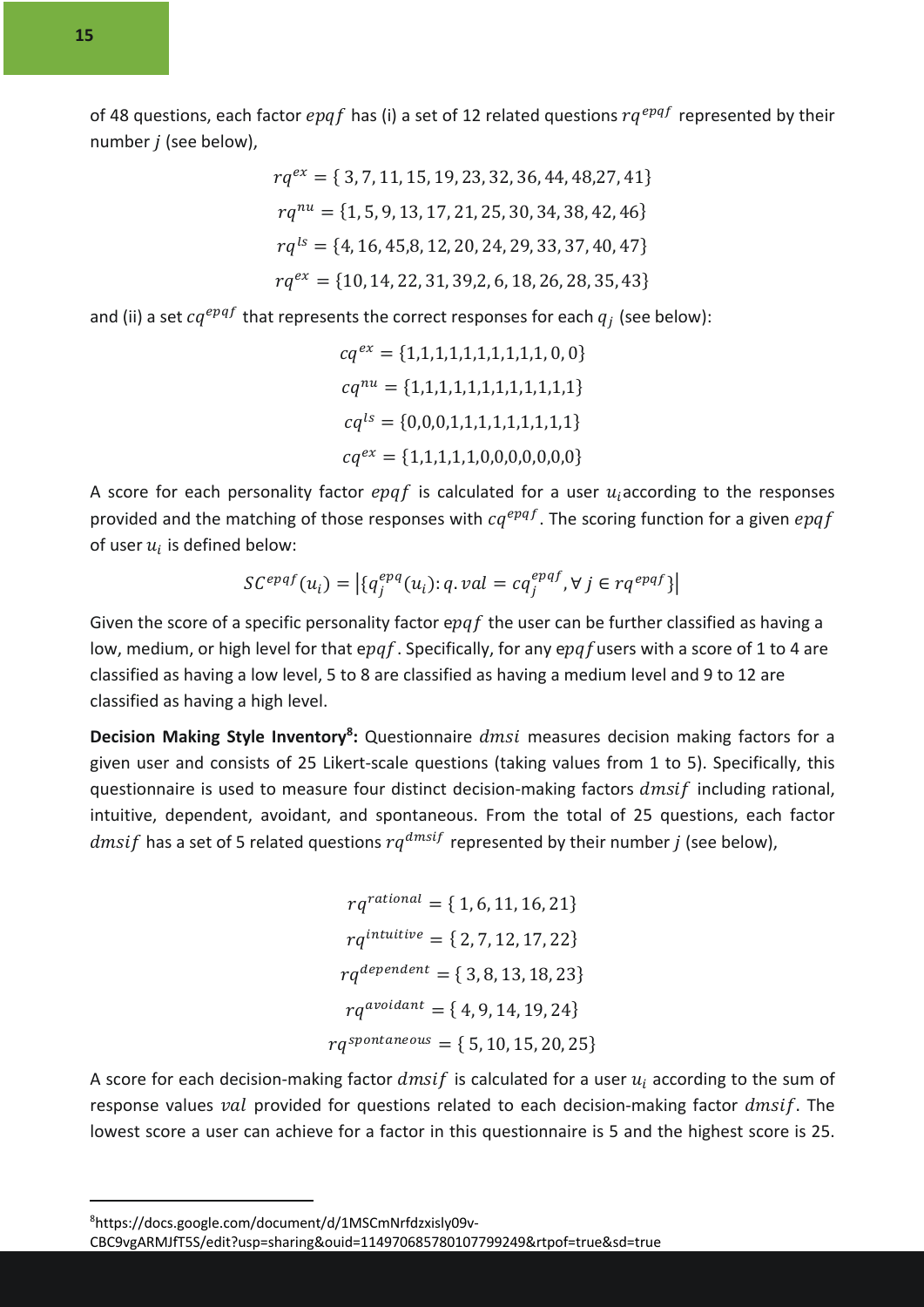of 48 questions, each factor $epqf$ has (i) a set of 12 related questions $rq^{epqf}$ represented by their number $j$ (see below),

$$rq^{ex} = \{\,3, 7, 11, 15, 19, 23, 32, 36, 44, 48, 27, 41\}$$
$$rq^{nu} = \{1, 5, 9, 13, 17, 21, 25, 30, 34, 38, 42, 46\}$$
$$rq^{ls} = \{4, 16, 45, 8, 12, 20, 24, 29, 33, 37, 40, 47\}$$
$$rq^{ex} = \{10, 14, 22, 31, 39, 2, 6, 18, 26, 28, 35, 43\}$$

and (ii) a set $cq^{epqf}$ that represents the correct responses for each $q_j$ (see below):

$$cq^{ex} = \{1,1,1,1,1,1,1,1,1,1, 0, 0\}$$
$$cq^{nu} = \{1,1,1,1,1,1,1,1,1,1,1,1\}$$
$$cq^{ls} = \{0,0,0,1,1,1,1,1,1,1,1,1\}$$
$$cq^{ex} = \{1,1,1,1,1,0,0,0,0,0,0,0\}$$

A score for each personality factor $epqf$ is calculated for a user $u_i$ according to the responses provided and the matching of those responses with $cq^{epqf}$. The scoring function for a given $epqf$ of user $u_i$ is defined below:

$$SC^{epqf}(u_i) = \left|\{q_j^{epq}(u_i) \colon q.val = cq_j^{epqf}, \forall\, j \in rq^{epqf}\}\right|$$

Given the score of a specific personality factor $epqf$ the user can be further classified as having a low, medium, or high level for that $epqf$. Specifically, for any $epqf$ users with a score of 1 to 4 are classified as having a low level, 5 to 8 are classified as having a medium level and 9 to 12 are classified as having a high level.

**Decision Making Style Inventory[8]:** Questionnaire $dmsi$ measures decision making factors for a given user and consists of 25 Likert-scale questions (taking values from 1 to 5). Specifically, this questionnaire is used to measure four distinct decision-making factors $dmsif$ including rational, intuitive, dependent, avoidant, and spontaneous. From the total of 25 questions, each factor $dmsif$ has a set of 5 related questions $rq^{dmsif}$ represented by their number $j$ (see below),

$$rq^{rational} = \{\,1, 6, 11, 16, 21\}$$
$$rq^{intuitive} = \{\,2, 7, 12, 17, 22\}$$
$$rq^{dependent} = \{\,3, 8, 13, 18, 23\}$$
$$rq^{avoidant} = \{\,4, 9, 14, 19, 24\}$$
$$rq^{spontaneous} = \{\,5, 10, 15, 20, 25\}$$

A score for each decision-making factor $dmsif$ is calculated for a user $u_i$ according to the sum of response values $val$ provided for questions related to each decision-making factor $dmsif$. The lowest score a user can achieve for a factor in this questionnaire is 5 and the highest score is 25.

[8]https://docs.google.com/document/d/1MSCmNrfdzxisly09v-CBC9vgARMJfT5S/edit?usp=sharing&ouid=114970685780107799249&rtpof=true&sd=true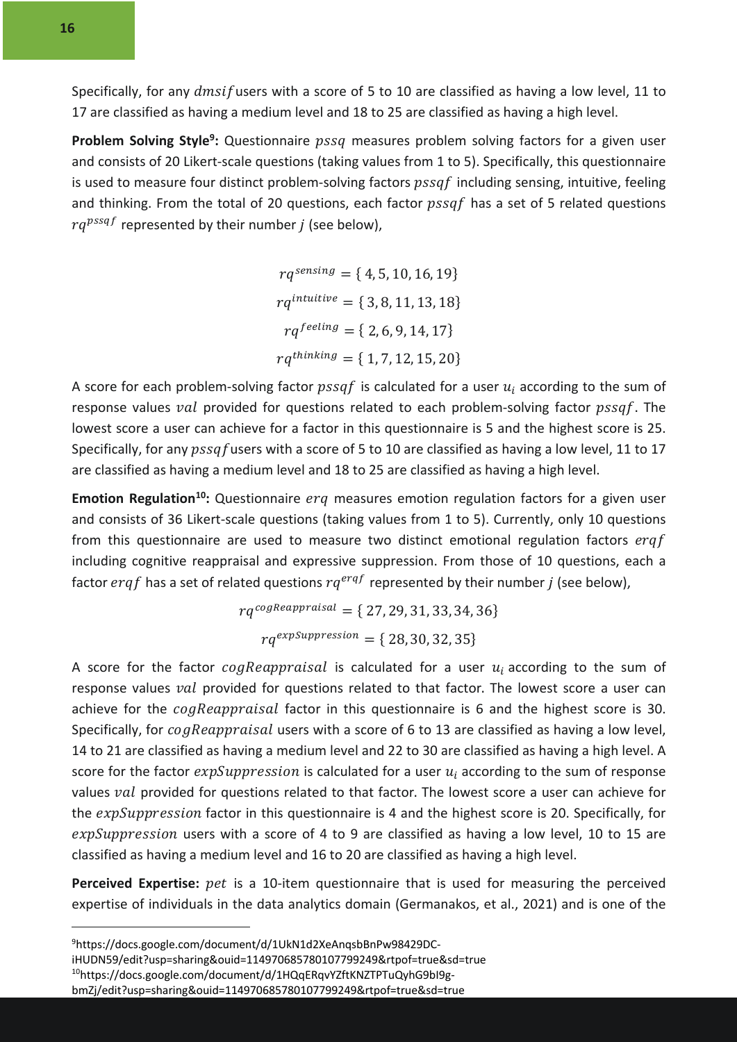Specifically, for any $dmsif$ users with a score of 5 to 10 are classified as having a low level, 11 to 17 are classified as having a medium level and 18 to 25 are classified as having a high level.

**Problem Solving Style[9]:** Questionnaire $pssq$ measures problem solving factors for a given user and consists of 20 Likert-scale questions (taking values from 1 to 5). Specifically, this questionnaire is used to measure four distinct problem-solving factors $pssqf$ including sensing, intuitive, feeling and thinking. From the total of 20 questions, each factor $pssqf$ has a set of 5 related questions $rq^{pssqf}$ represented by their number $j$ (see below),

$$rq^{sensing} = \{4, 5, 10, 16, 19\}$$

$$rq^{intuitive} = \{3, 8, 11, 13, 18\}$$

$$rq^{feeling} = \{2, 6, 9, 14, 17\}$$

$$rq^{thinking} = \{1, 7, 12, 15, 20\}$$

A score for each problem-solving factor $pssqf$ is calculated for a user $u_i$ according to the sum of response values $val$ provided for questions related to each problem-solving factor $pssqf$. The lowest score a user can achieve for a factor in this questionnaire is 5 and the highest score is 25. Specifically, for any $pssqf$ users with a score of 5 to 10 are classified as having a low level, 11 to 17 are classified as having a medium level and 18 to 25 are classified as having a high level.

**Emotion Regulation[10]:** Questionnaire $erq$ measures emotion regulation factors for a given user and consists of 36 Likert-scale questions (taking values from 1 to 5). Currently, only 10 questions from this questionnaire are used to measure two distinct emotional regulation factors $erqf$ including cognitive reappraisal and expressive suppression. From those of 10 questions, each a factor $erqf$ has a set of related questions $rq^{erqf}$ represented by their number $j$ (see below),

$$rq^{cogReappraisal} = \{27, 29, 31, 33, 34, 36\}$$

$$rq^{expSuppression} = \{28, 30, 32, 35\}$$

A score for the factor $cogReappraisal$ is calculated for a user $u_i$ according to the sum of response values $val$ provided for questions related to that factor. The lowest score a user can achieve for the $cogReappraisal$ factor in this questionnaire is 6 and the highest score is 30. Specifically, for $cogReappraisal$ users with a score of 6 to 13 are classified as having a low level, 14 to 21 are classified as having a medium level and 22 to 30 are classified as having a high level. A score for the factor $expSuppression$ is calculated for a user $u_i$ according to the sum of response values $val$ provided for questions related to that factor. The lowest score a user can achieve for the $expSuppression$ factor in this questionnaire is 4 and the highest score is 20. Specifically, for $expSuppression$ users with a score of 4 to 9 are classified as having a low level, 10 to 15 are classified as having a medium level and 16 to 20 are classified as having a high level.

**Perceived Expertise:** $pet$ is a 10-item questionnaire that is used for measuring the perceived expertise of individuals in the data analytics domain (Germanakos, et al., 2021) and is one of the

---

[9] https://docs.google.com/document/d/1UkN1d2XeAnqsbBnPw98429DC-iHUDN59/edit?usp=sharing&ouid=114970685780107799249&rtpof=true&sd=true

[10] https://docs.google.com/document/d/1HQqERqvYZftKNZTPTuQyhG9bI9g-bmZj/edit?usp=sharing&ouid=114970685780107799249&rtpof=true&sd=true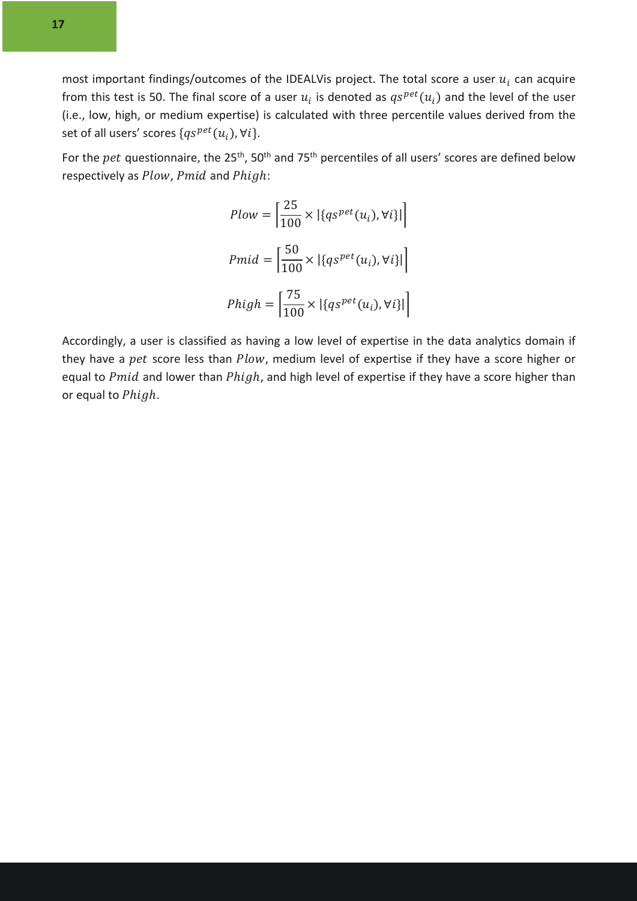most important findings/outcomes of the IDEALVis project. The total score a user $u_i$ can acquire from this test is 50. The final score of a user $u_i$ is denoted as $qs^{pet}(u_i)$ and the level of the user (i.e., low, high, or medium expertise) is calculated with three percentile values derived from the set of all users' scores $\{qs^{pet}(u_i), \forall i\}$.

For the $pet$ questionnaire, the 25th, 50th and 75th percentiles of all users' scores are defined below respectively as $Plow$, $Pmid$ and $Phigh$:

$$Plow = \left\lceil \frac{25}{100} \times |\{qs^{pet}(u_i), \forall i\}| \right\rceil$$

$$Pmid = \left\lceil \frac{50}{100} \times |\{qs^{pet}(u_i), \forall i\}| \right\rceil$$

$$Phigh = \left\lceil \frac{75}{100} \times |\{qs^{pet}(u_i), \forall i\}| \right\rceil$$

Accordingly, a user is classified as having a low level of expertise in the data analytics domain if they have a $pet$ score less than $Plow$, medium level of expertise if they have a score higher or equal to $Pmid$ and lower than $Phigh$, and high level of expertise if they have a score higher than or equal to $Phigh$.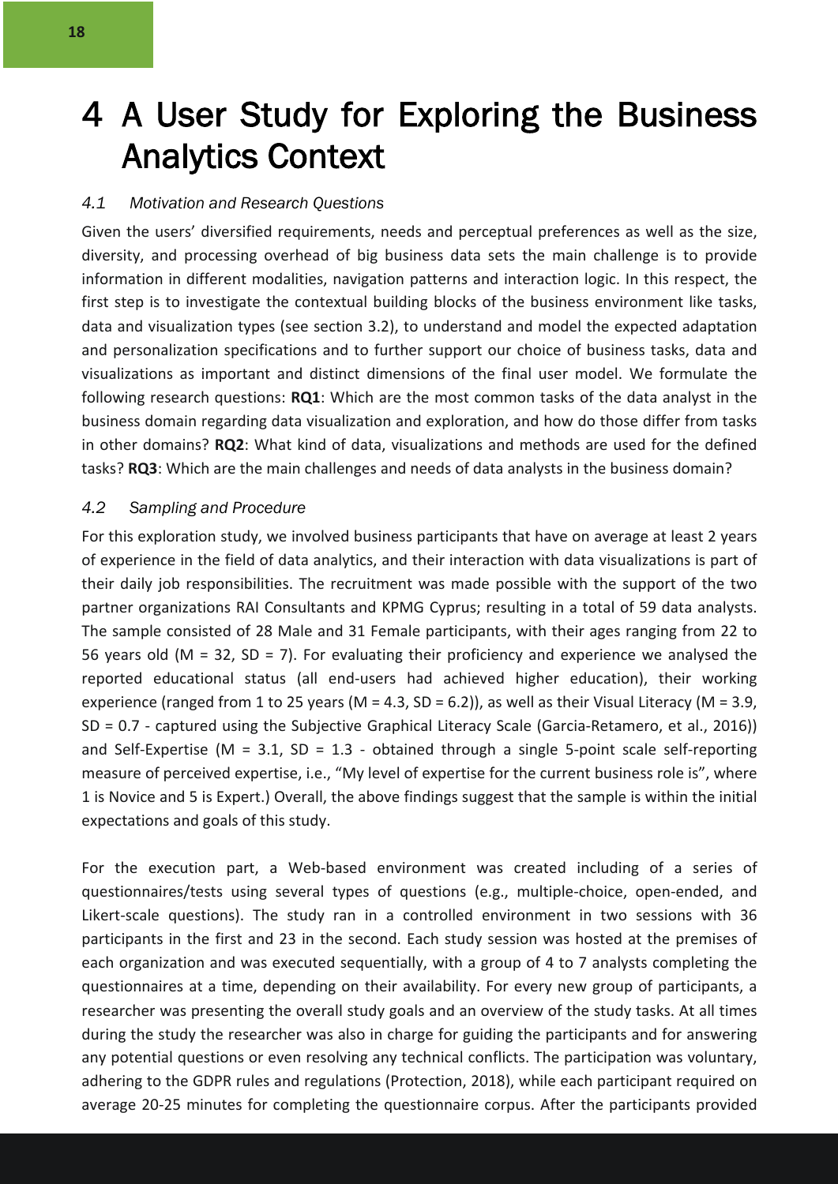# 4 A User Study for Exploring the Business Analytics Context

### *4.1 Motivation and Research Questions*

Given the users' diversified requirements, needs and perceptual preferences as well as the size, diversity, and processing overhead of big business data sets the main challenge is to provide information in different modalities, navigation patterns and interaction logic. In this respect, the first step is to investigate the contextual building blocks of the business environment like tasks, data and visualization types (see section 3.2), to understand and model the expected adaptation and personalization specifications and to further support our choice of business tasks, data and visualizations as important and distinct dimensions of the final user model. We formulate the following research questions: **RQ1**: Which are the most common tasks of the data analyst in the business domain regarding data visualization and exploration, and how do those differ from tasks in other domains? **RQ2**: What kind of data, visualizations and methods are used for the defined tasks? **RQ3**: Which are the main challenges and needs of data analysts in the business domain?

### *4.2 Sampling and Procedure*

For this exploration study, we involved business participants that have on average at least 2 years of experience in the field of data analytics, and their interaction with data visualizations is part of their daily job responsibilities. The recruitment was made possible with the support of the two partner organizations RAI Consultants and KPMG Cyprus; resulting in a total of 59 data analysts. The sample consisted of 28 Male and 31 Female participants, with their ages ranging from 22 to 56 years old (M = 32, SD = 7). For evaluating their proficiency and experience we analysed the reported educational status (all end-users had achieved higher education), their working experience (ranged from 1 to 25 years (M = 4.3, SD = 6.2)), as well as their Visual Literacy (M = 3.9, SD = 0.7 - captured using the Subjective Graphical Literacy Scale (Garcia-Retamero, et al., 2016)) and Self-Expertise (M = 3.1, SD = 1.3 - obtained through a single 5-point scale self-reporting measure of perceived expertise, i.e., "My level of expertise for the current business role is", where 1 is Novice and 5 is Expert.) Overall, the above findings suggest that the sample is within the initial expectations and goals of this study.

For the execution part, a Web-based environment was created including of a series of questionnaires/tests using several types of questions (e.g., multiple-choice, open-ended, and Likert-scale questions). The study ran in a controlled environment in two sessions with 36 participants in the first and 23 in the second. Each study session was hosted at the premises of each organization and was executed sequentially, with a group of 4 to 7 analysts completing the questionnaires at a time, depending on their availability. For every new group of participants, a researcher was presenting the overall study goals and an overview of the study tasks. At all times during the study the researcher was also in charge for guiding the participants and for answering any potential questions or even resolving any technical conflicts. The participation was voluntary, adhering to the GDPR rules and regulations (Protection, 2018), while each participant required on average 20-25 minutes for completing the questionnaire corpus. After the participants provided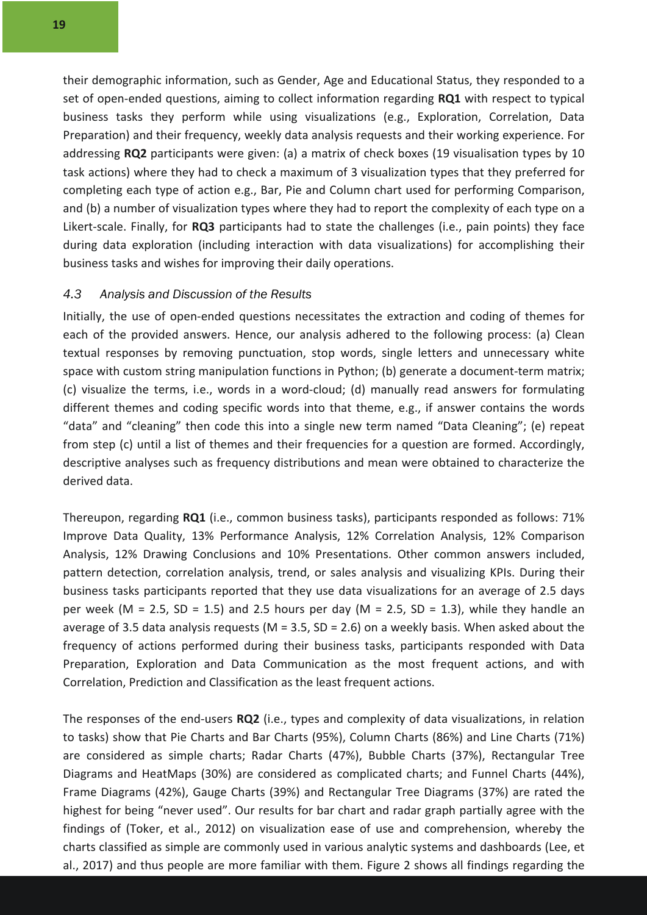their demographic information, such as Gender, Age and Educational Status, they responded to a set of open-ended questions, aiming to collect information regarding **RQ1** with respect to typical business tasks they perform while using visualizations (e.g., Exploration, Correlation, Data Preparation) and their frequency, weekly data analysis requests and their working experience. For addressing **RQ2** participants were given: (a) a matrix of check boxes (19 visualisation types by 10 task actions) where they had to check a maximum of 3 visualization types that they preferred for completing each type of action e.g., Bar, Pie and Column chart used for performing Comparison, and (b) a number of visualization types where they had to report the complexity of each type on a Likert-scale. Finally, for **RQ3** participants had to state the challenges (i.e., pain points) they face during data exploration (including interaction with data visualizations) for accomplishing their business tasks and wishes for improving their daily operations.

### *4.3 Analysis and Discussion of the Results*

Initially, the use of open-ended questions necessitates the extraction and coding of themes for each of the provided answers. Hence, our analysis adhered to the following process: (a) Clean textual responses by removing punctuation, stop words, single letters and unnecessary white space with custom string manipulation functions in Python; (b) generate a document-term matrix; (c) visualize the terms, i.e., words in a word-cloud; (d) manually read answers for formulating different themes and coding specific words into that theme, e.g., if answer contains the words "data" and "cleaning" then code this into a single new term named "Data Cleaning"; (e) repeat from step (c) until a list of themes and their frequencies for a question are formed. Accordingly, descriptive analyses such as frequency distributions and mean were obtained to characterize the derived data.

Thereupon, regarding **RQ1** (i.e., common business tasks), participants responded as follows: 71% Improve Data Quality, 13% Performance Analysis, 12% Correlation Analysis, 12% Comparison Analysis, 12% Drawing Conclusions and 10% Presentations. Other common answers included, pattern detection, correlation analysis, trend, or sales analysis and visualizing KPIs. During their business tasks participants reported that they use data visualizations for an average of 2.5 days per week ($M = 2.5$, $SD = 1.5$) and 2.5 hours per day ($M = 2.5$, $SD = 1.3$), while they handle an average of 3.5 data analysis requests ($M = 3.5$, $SD = 2.6$) on a weekly basis. When asked about the frequency of actions performed during their business tasks, participants responded with Data Preparation, Exploration and Data Communication as the most frequent actions, and with Correlation, Prediction and Classification as the least frequent actions.

The responses of the end-users **RQ2** (i.e., types and complexity of data visualizations, in relation to tasks) show that Pie Charts and Bar Charts (95%), Column Charts (86%) and Line Charts (71%) are considered as simple charts; Radar Charts (47%), Bubble Charts (37%), Rectangular Tree Diagrams and HeatMaps (30%) are considered as complicated charts; and Funnel Charts (44%), Frame Diagrams (42%), Gauge Charts (39%) and Rectangular Tree Diagrams (37%) are rated the highest for being "never used". Our results for bar chart and radar graph partially agree with the findings of (Toker, et al., 2012) on visualization ease of use and comprehension, whereby the charts classified as simple are commonly used in various analytic systems and dashboards (Lee, et al., 2017) and thus people are more familiar with them. Figure 2 shows all findings regarding the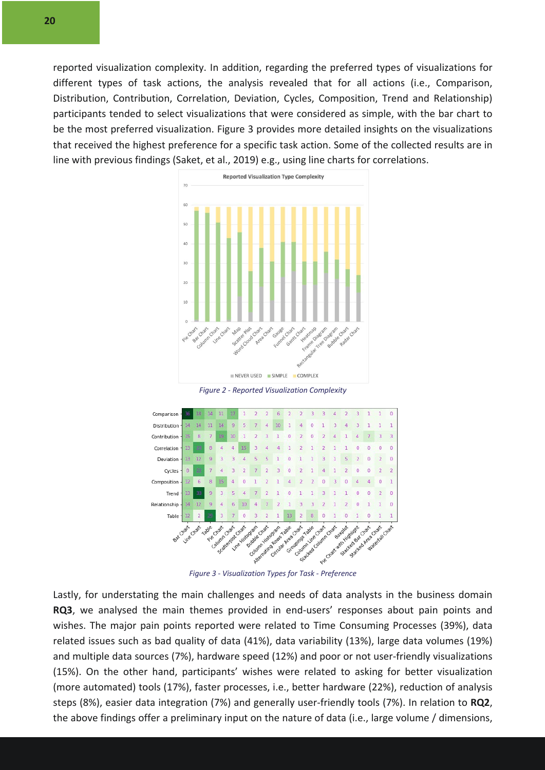reported visualization complexity. In addition, regarding the preferred types of visualizations for different types of task actions, the analysis revealed that for all actions (i.e., Comparison, Distribution, Contribution, Correlation, Deviation, Cycles, Composition, Trend and Relationship) participants tended to select visualizations that were considered as simple, with the bar chart to be the most preferred visualization. Figure 3 provides more detailed insights on the visualizations that received the highest preference for a specific task action. Some of the collected results are in line with previous findings (Saket, et al., 2019) e.g., using line charts for correlations.

*Figure 2 - Reported Visualization Complexity*

*Figure 3 - Visualization Types for Task - Preference*

Lastly, for understating the main challenges and needs of data analysts in the business domain **RQ3**, we analysed the main themes provided in end-users' responses about pain points and wishes. The major pain points reported were related to Time Consuming Processes (39%), data related issues such as bad quality of data (41%), data variability (13%), large data volumes (19%) and multiple data sources (7%), hardware speed (12%) and poor or not user-friendly visualizations (15%). On the other hand, participants' wishes were related to asking for better visualization (more automated) tools (17%), faster processes, i.e., better hardware (22%), reduction of analysis steps (8%), easier data integration (7%) and generally user-friendly tools (7%). In relation to **RQ2**, the above findings offer a preliminary input on the nature of data (i.e., large volume / dimensions,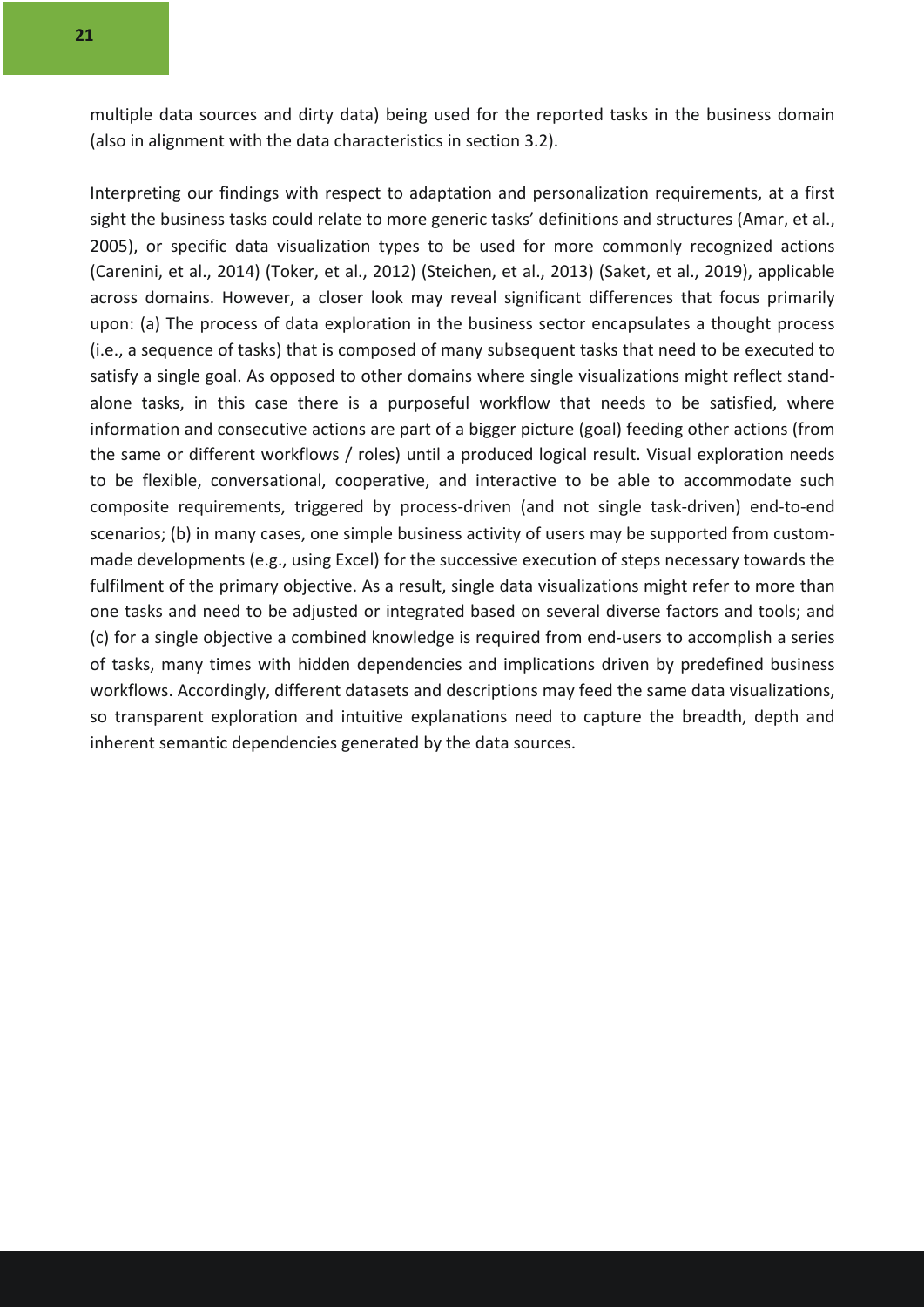multiple data sources and dirty data) being used for the reported tasks in the business domain (also in alignment with the data characteristics in section 3.2).

Interpreting our findings with respect to adaptation and personalization requirements, at a first sight the business tasks could relate to more generic tasks' definitions and structures (Amar, et al., 2005), or specific data visualization types to be used for more commonly recognized actions (Carenini, et al., 2014) (Toker, et al., 2012) (Steichen, et al., 2013) (Saket, et al., 2019), applicable across domains. However, a closer look may reveal significant differences that focus primarily upon: (a) The process of data exploration in the business sector encapsulates a thought process (i.e., a sequence of tasks) that is composed of many subsequent tasks that need to be executed to satisfy a single goal. As opposed to other domains where single visualizations might reflect stand-alone tasks, in this case there is a purposeful workflow that needs to be satisfied, where information and consecutive actions are part of a bigger picture (goal) feeding other actions (from the same or different workflows / roles) until a produced logical result. Visual exploration needs to be flexible, conversational, cooperative, and interactive to be able to accommodate such composite requirements, triggered by process-driven (and not single task-driven) end-to-end scenarios; (b) in many cases, one simple business activity of users may be supported from custom-made developments (e.g., using Excel) for the successive execution of steps necessary towards the fulfilment of the primary objective. As a result, single data visualizations might refer to more than one tasks and need to be adjusted or integrated based on several diverse factors and tools; and (c) for a single objective a combined knowledge is required from end-users to accomplish a series of tasks, many times with hidden dependencies and implications driven by predefined business workflows. Accordingly, different datasets and descriptions may feed the same data visualizations, so transparent exploration and intuitive explanations need to capture the breadth, depth and inherent semantic dependencies generated by the data sources.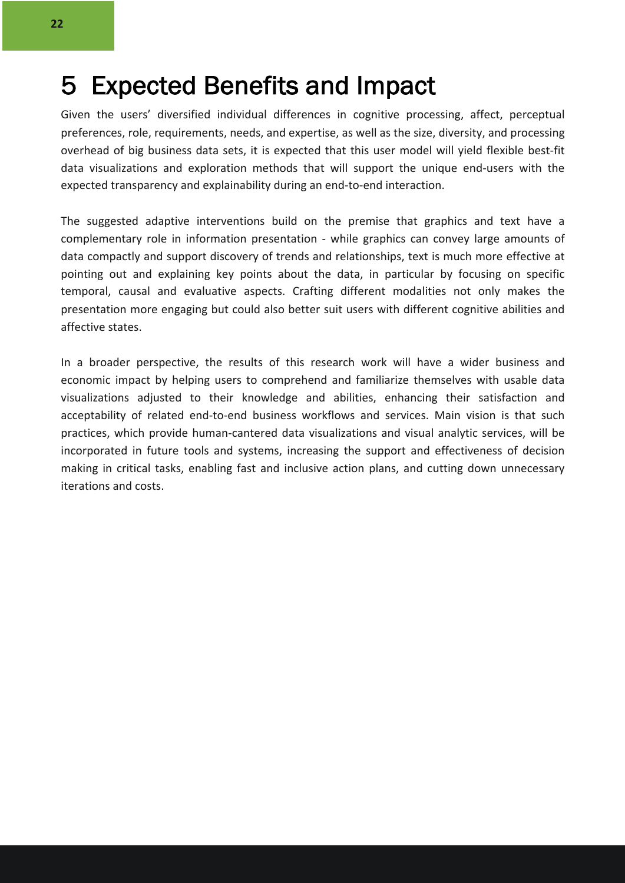# 5 Expected Benefits and Impact

Given the users' diversified individual differences in cognitive processing, affect, perceptual preferences, role, requirements, needs, and expertise, as well as the size, diversity, and processing overhead of big business data sets, it is expected that this user model will yield flexible best-fit data visualizations and exploration methods that will support the unique end-users with the expected transparency and explainability during an end-to-end interaction.

The suggested adaptive interventions build on the premise that graphics and text have a complementary role in information presentation - while graphics can convey large amounts of data compactly and support discovery of trends and relationships, text is much more effective at pointing out and explaining key points about the data, in particular by focusing on specific temporal, causal and evaluative aspects. Crafting different modalities not only makes the presentation more engaging but could also better suit users with different cognitive abilities and affective states.

In a broader perspective, the results of this research work will have a wider business and economic impact by helping users to comprehend and familiarize themselves with usable data visualizations adjusted to their knowledge and abilities, enhancing their satisfaction and acceptability of related end-to-end business workflows and services. Main vision is that such practices, which provide human-cantered data visualizations and visual analytic services, will be incorporated in future tools and systems, increasing the support and effectiveness of decision making in critical tasks, enabling fast and inclusive action plans, and cutting down unnecessary iterations and costs.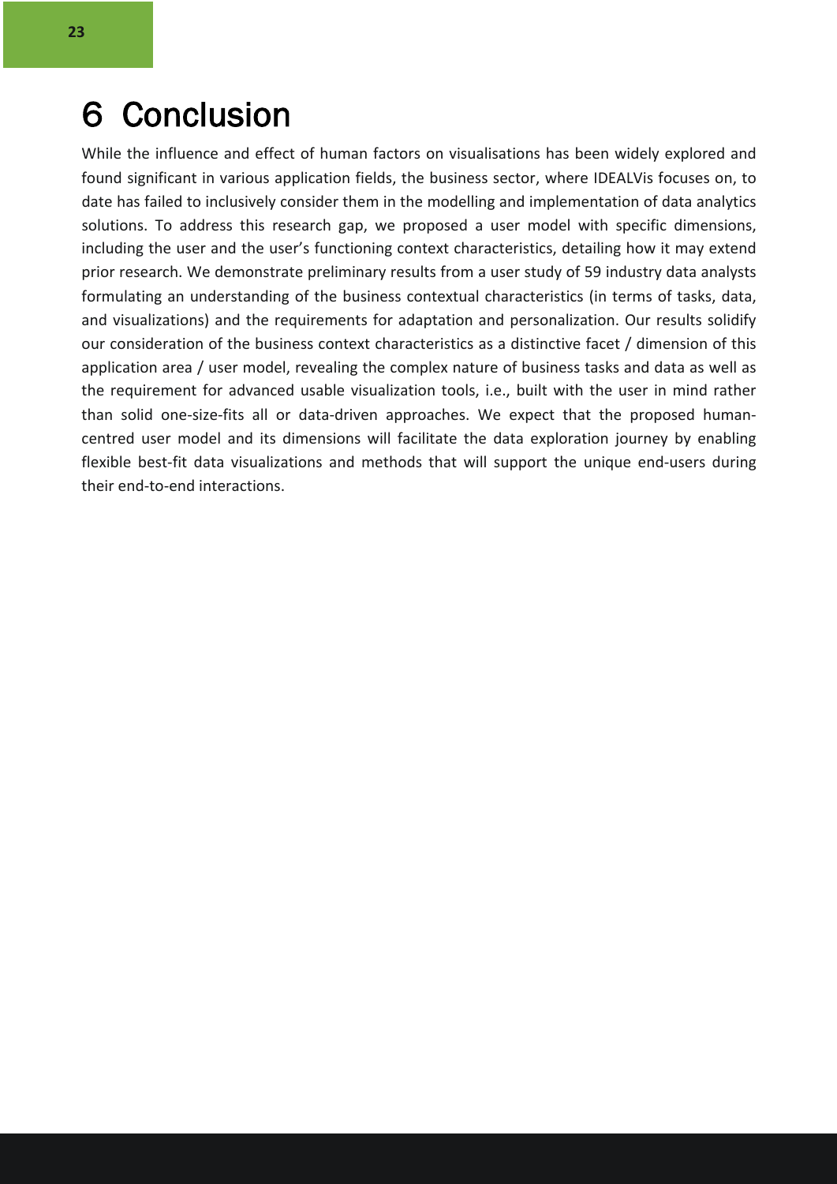# 6 Conclusion

While the influence and effect of human factors on visualisations has been widely explored and found significant in various application fields, the business sector, where IDEALVis focuses on, to date has failed to inclusively consider them in the modelling and implementation of data analytics solutions. To address this research gap, we proposed a user model with specific dimensions, including the user and the user's functioning context characteristics, detailing how it may extend prior research. We demonstrate preliminary results from a user study of 59 industry data analysts formulating an understanding of the business contextual characteristics (in terms of tasks, data, and visualizations) and the requirements for adaptation and personalization. Our results solidify our consideration of the business context characteristics as a distinctive facet / dimension of this application area / user model, revealing the complex nature of business tasks and data as well as the requirement for advanced usable visualization tools, i.e., built with the user in mind rather than solid one-size-fits all or data-driven approaches. We expect that the proposed human-centred user model and its dimensions will facilitate the data exploration journey by enabling flexible best-fit data visualizations and methods that will support the unique end-users during their end-to-end interactions.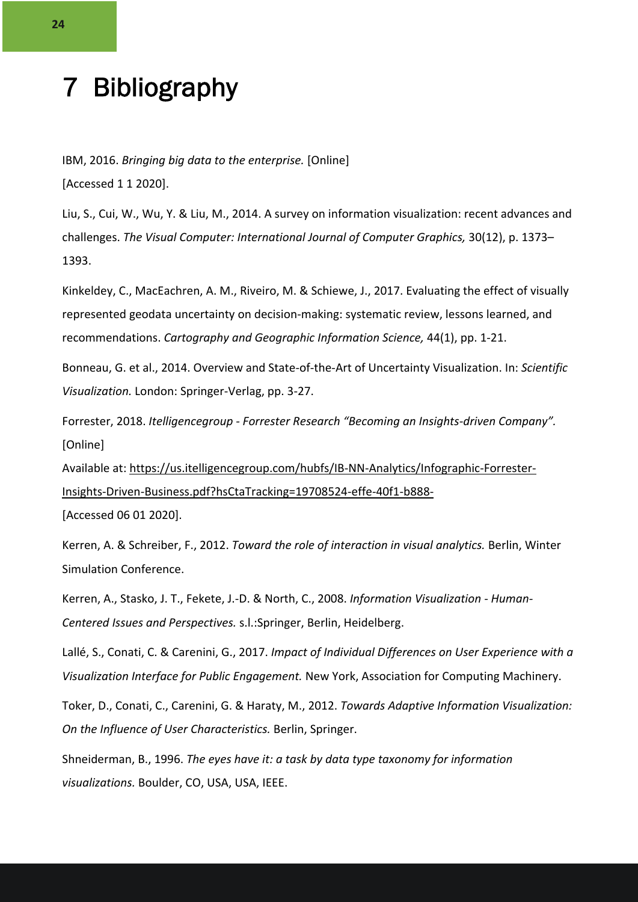# 7 Bibliography

IBM, 2016. *Bringing big data to the enterprise.* [Online]
[Accessed 1 1 2020].

Liu, S., Cui, W., Wu, Y. & Liu, M., 2014. A survey on information visualization: recent advances and challenges. *The Visual Computer: International Journal of Computer Graphics,* 30(12), p. 1373–1393.

Kinkeldey, C., MacEachren, A. M., Riveiro, M. & Schiewe, J., 2017. Evaluating the effect of visually represented geodata uncertainty on decision-making: systematic review, lessons learned, and recommendations. *Cartography and Geographic Information Science,* 44(1), pp. 1-21.

Bonneau, G. et al., 2014. Overview and State-of-the-Art of Uncertainty Visualization. In: *Scientific Visualization.* London: Springer-Verlag, pp. 3-27.

Forrester, 2018. *Itelligencegroup - Forrester Research "Becoming an Insights-driven Company".* [Online]
Available at: https://us.itelligencegroup.com/hubfs/IB-NN-Analytics/Infographic-Forrester-Insights-Driven-Business.pdf?hsCtaTracking=19708524-effe-40f1-b888-
[Accessed 06 01 2020].

Kerren, A. & Schreiber, F., 2012. *Toward the role of interaction in visual analytics.* Berlin, Winter Simulation Conference.

Kerren, A., Stasko, J. T., Fekete, J.-D. & North, C., 2008. *Information Visualization - Human-Centered Issues and Perspectives.* s.l.:Springer, Berlin, Heidelberg.

Lallé, S., Conati, C. & Carenini, G., 2017. *Impact of Individual Differences on User Experience with a Visualization Interface for Public Engagement.* New York, Association for Computing Machinery.

Toker, D., Conati, C., Carenini, G. & Haraty, M., 2012. *Towards Adaptive Information Visualization: On the Influence of User Characteristics.* Berlin, Springer.

Shneiderman, B., 1996. *The eyes have it: a task by data type taxonomy for information visualizations.* Boulder, CO, USA, USA, IEEE.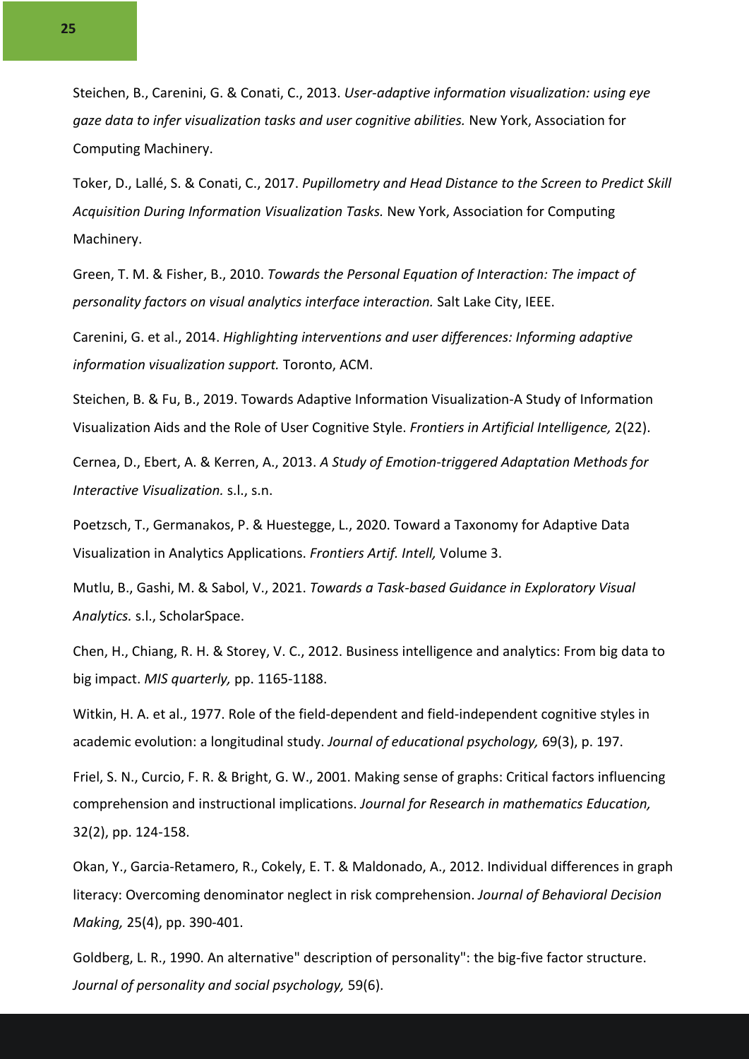Steichen, B., Carenini, G. & Conati, C., 2013. *User-adaptive information visualization: using eye gaze data to infer visualization tasks and user cognitive abilities.* New York, Association for Computing Machinery.

Toker, D., Lallé, S. & Conati, C., 2017. *Pupillometry and Head Distance to the Screen to Predict Skill Acquisition During Information Visualization Tasks.* New York, Association for Computing Machinery.

Green, T. M. & Fisher, B., 2010. *Towards the Personal Equation of Interaction: The impact of personality factors on visual analytics interface interaction.* Salt Lake City, IEEE.

Carenini, G. et al., 2014. *Highlighting interventions and user differences: Informing adaptive information visualization support.* Toronto, ACM.

Steichen, B. & Fu, B., 2019. Towards Adaptive Information Visualization-A Study of Information Visualization Aids and the Role of User Cognitive Style. *Frontiers in Artificial Intelligence,* 2(22).

Cernea, D., Ebert, A. & Kerren, A., 2013. *A Study of Emotion-triggered Adaptation Methods for Interactive Visualization.* s.l., s.n.

Poetzsch, T., Germanakos, P. & Huestegge, L., 2020. Toward a Taxonomy for Adaptive Data Visualization in Analytics Applications. *Frontiers Artif. Intell,* Volume 3.

Mutlu, B., Gashi, M. & Sabol, V., 2021. *Towards a Task-based Guidance in Exploratory Visual Analytics.* s.l., ScholarSpace.

Chen, H., Chiang, R. H. & Storey, V. C., 2012. Business intelligence and analytics: From big data to big impact. *MIS quarterly,* pp. 1165-1188.

Witkin, H. A. et al., 1977. Role of the field-dependent and field-independent cognitive styles in academic evolution: a longitudinal study. *Journal of educational psychology,* 69(3), p. 197.

Friel, S. N., Curcio, F. R. & Bright, G. W., 2001. Making sense of graphs: Critical factors influencing comprehension and instructional implications. *Journal for Research in mathematics Education,* 32(2), pp. 124-158.

Okan, Y., Garcia-Retamero, R., Cokely, E. T. & Maldonado, A., 2012. Individual differences in graph literacy: Overcoming denominator neglect in risk comprehension. *Journal of Behavioral Decision Making,* 25(4), pp. 390-401.

Goldberg, L. R., 1990. An alternative" description of personality": the big-five factor structure. *Journal of personality and social psychology,* 59(6).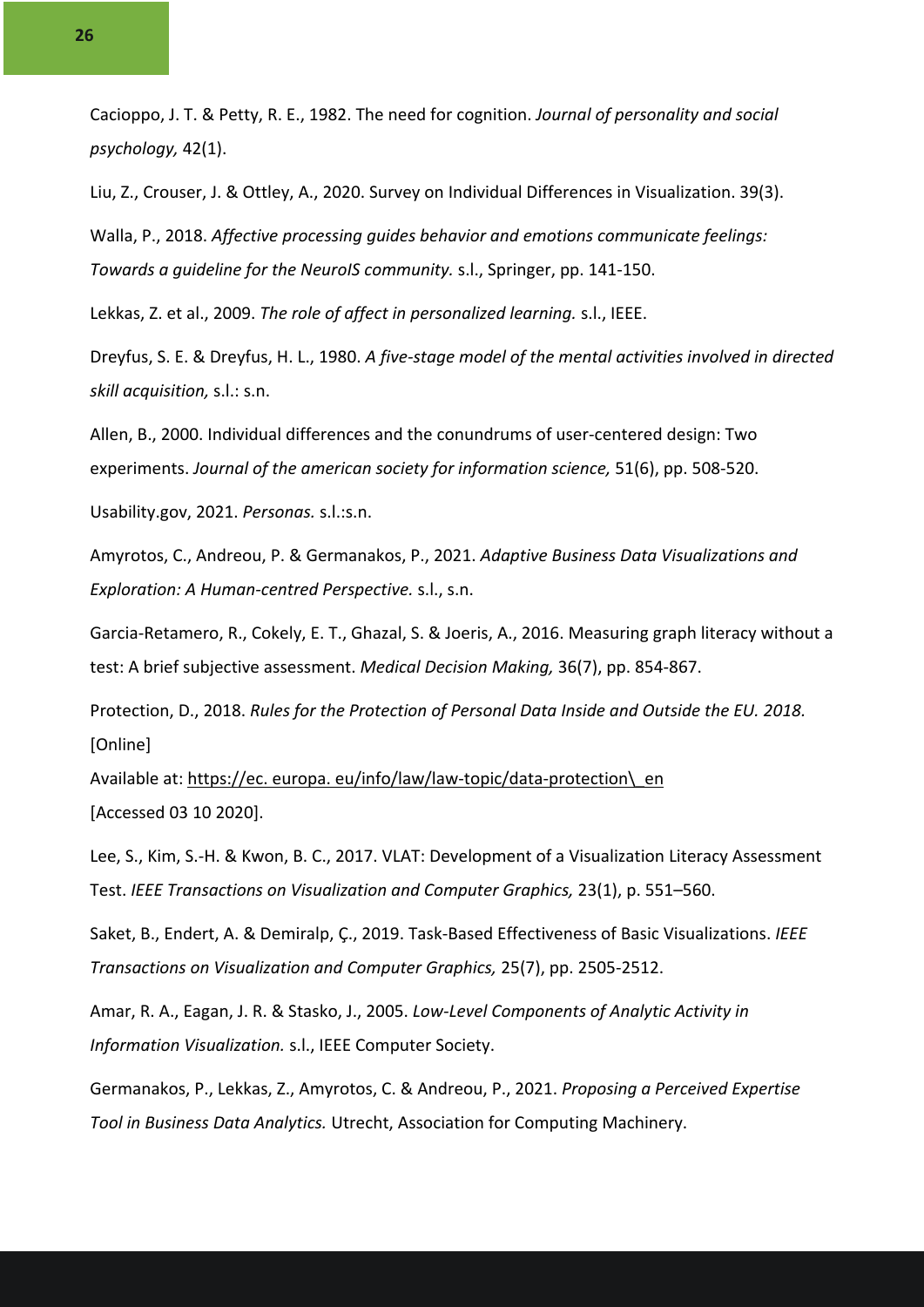Cacioppo, J. T. & Petty, R. E., 1982. The need for cognition. *Journal of personality and social psychology,* 42(1).

Liu, Z., Crouser, J. & Ottley, A., 2020. Survey on Individual Differences in Visualization. 39(3).

Walla, P., 2018. *Affective processing guides behavior and emotions communicate feelings: Towards a guideline for the NeuroIS community.* s.l., Springer, pp. 141-150.

Lekkas, Z. et al., 2009. *The role of affect in personalized learning.* s.l., IEEE.

Dreyfus, S. E. & Dreyfus, H. L., 1980. *A five-stage model of the mental activities involved in directed skill acquisition,* s.l.: s.n.

Allen, B., 2000. Individual differences and the conundrums of user-centered design: Two experiments. *Journal of the american society for information science,* 51(6), pp. 508-520.

Usability.gov, 2021. *Personas.* s.l.:s.n.

Amyrotos, C., Andreou, P. & Germanakos, P., 2021. *Adaptive Business Data Visualizations and Exploration: A Human-centred Perspective.* s.l., s.n.

Garcia-Retamero, R., Cokely, E. T., Ghazal, S. & Joeris, A., 2016. Measuring graph literacy without a test: A brief subjective assessment. *Medical Decision Making,* 36(7), pp. 854-867.

Protection, D., 2018. *Rules for the Protection of Personal Data Inside and Outside the EU. 2018.* [Online]
Available at: https://ec. europa. eu/info/law/law-topic/data-protection\_en
[Accessed 03 10 2020].

Lee, S., Kim, S.-H. & Kwon, B. C., 2017. VLAT: Development of a Visualization Literacy Assessment Test. *IEEE Transactions on Visualization and Computer Graphics,* 23(1), p. 551–560.

Saket, B., Endert, A. & Demiralp, Ç., 2019. Task-Based Effectiveness of Basic Visualizations. *IEEE Transactions on Visualization and Computer Graphics,* 25(7), pp. 2505-2512.

Amar, R. A., Eagan, J. R. & Stasko, J., 2005. *Low-Level Components of Analytic Activity in Information Visualization.* s.l., IEEE Computer Society.

Germanakos, P., Lekkas, Z., Amyrotos, C. & Andreou, P., 2021. *Proposing a Perceived Expertise Tool in Business Data Analytics.* Utrecht, Association for Computing Machinery.